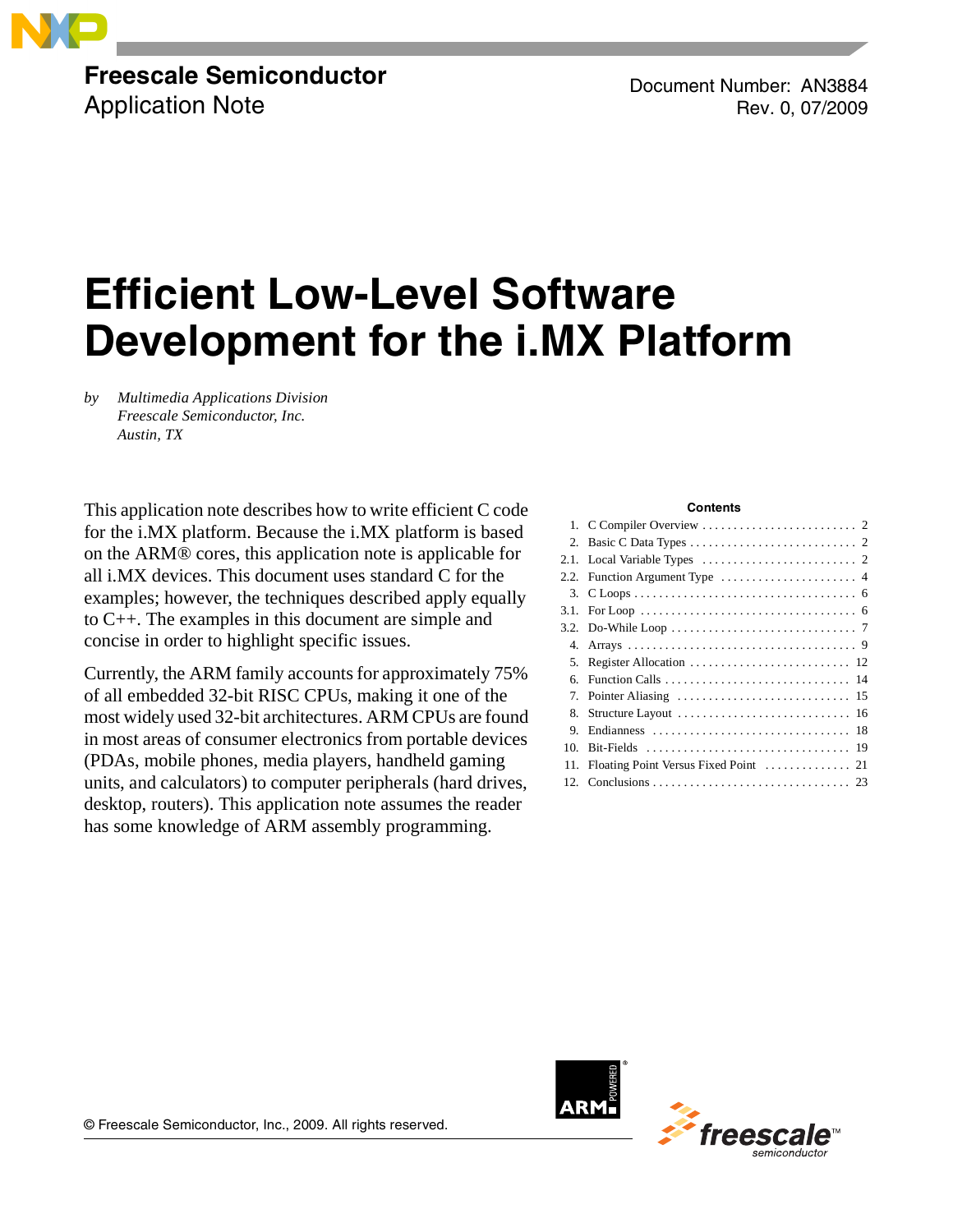Freescale Semiconductor
Application Note

Document Number: AN3884
Rev. 0, 07/2009

# Efficient Low-Level Software Development for the i.MX Platform

by *Multimedia Applications Division*
*Freescale Semiconductor, Inc.*
*Austin, TX*

This application note describes how to write efficient C code for the i.MX platform. Because the i.MX platform is based on the ARM® cores, this application note is applicable for all i.MX devices. This document uses standard C for the examples; however, the techniques described apply equally to C++. The examples in this document are simple and concise in order to highlight specific issues.

Currently, the ARM family accounts for approximately 75% of all embedded 32-bit RISC CPUs, making it one of the most widely used 32-bit architectures. ARM CPUs are found in most areas of consumer electronics from portable devices (PDAs, mobile phones, media players, handheld gaming units, and calculators) to computer peripherals (hard drives, desktop, routers). This application note assumes the reader has some knowledge of ARM assembly programming.

**Contents**

| | | |
|---|---|---|
| 1. | C Compiler Overview | 2 |
| 2. | Basic C Data Types | 2 |
| 2.1. | Local Variable Types | 2 |
| 2.2. | Function Argument Type | 4 |
| 3. | C Loops | 6 |
| 3.1. | For Loop | 6 |
| 3.2. | Do-While Loop | 7 |
| 4. | Arrays | 9 |
| 5. | Register Allocation | 12 |
| 6. | Function Calls | 14 |
| 7. | Pointer Aliasing | 15 |
| 8. | Structure Layout | 16 |
| 9. | Endianness | 18 |
| 10. | Bit-Fields | 19 |
| 11. | Floating Point Versus Fixed Point | 21 |
| 12. | Conclusions | 23 |

© Freescale Semiconductor, Inc., 2009. All rights reserved.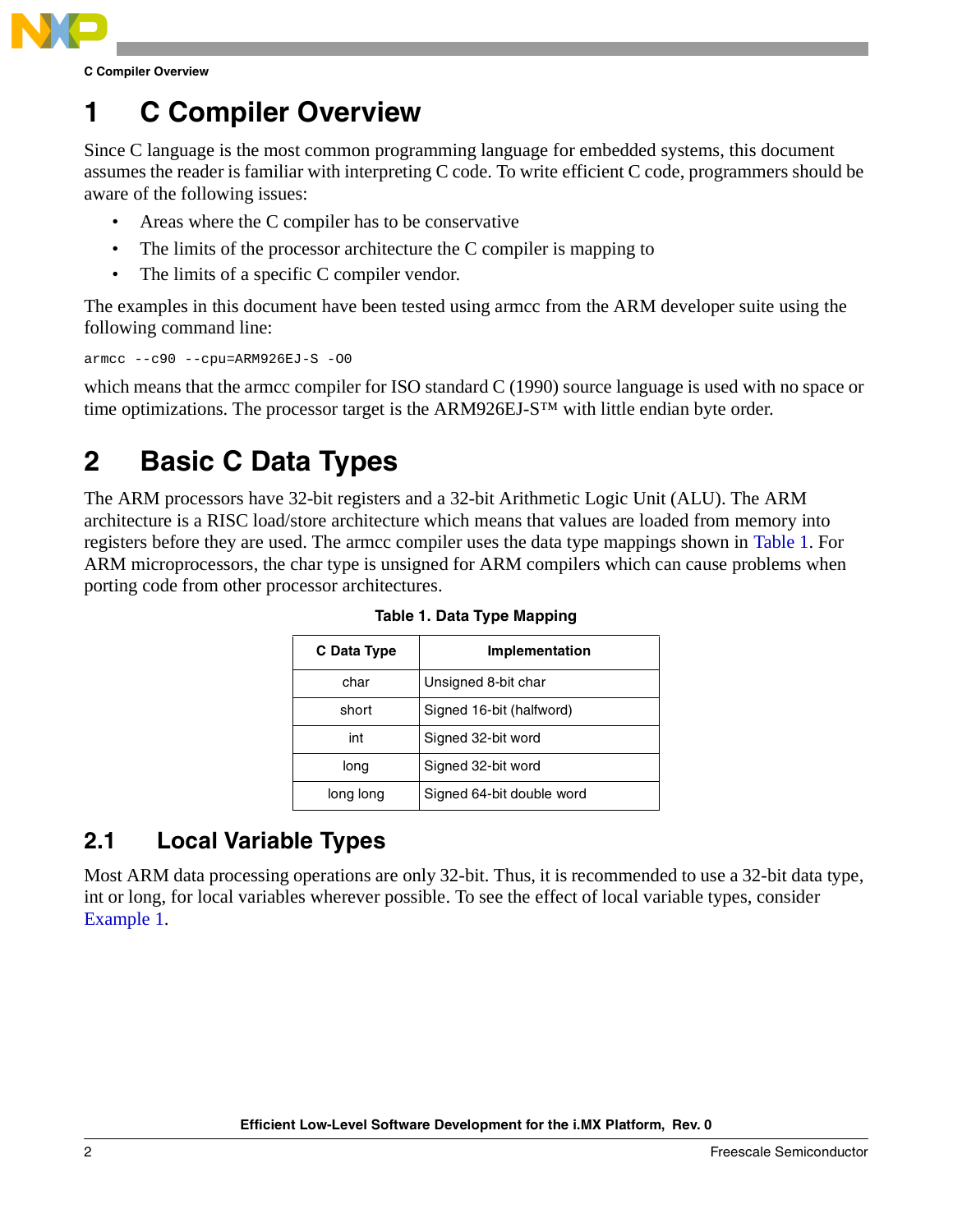# 1 C Compiler Overview

Since C language is the most common programming language for embedded systems, this document assumes the reader is familiar with interpreting C code. To write efficient C code, programmers should be aware of the following issues:

- Areas where the C compiler has to be conservative
- The limits of the processor architecture the C compiler is mapping to
- The limits of a specific C compiler vendor.

The examples in this document have been tested using armcc from the ARM developer suite using the following command line:

```
armcc --c90 --cpu=ARM926EJ-S -O0
```

which means that the armcc compiler for ISO standard C (1990) source language is used with no space or time optimizations. The processor target is the ARM926EJ-S™ with little endian byte order.

# 2 Basic C Data Types

The ARM processors have 32-bit registers and a 32-bit Arithmetic Logic Unit (ALU). The ARM architecture is a RISC load/store architecture which means that values are loaded from memory into registers before they are used. The armcc compiler uses the data type mappings shown in Table 1. For ARM microprocessors, the char type is unsigned for ARM compilers which can cause problems when porting code from other processor architectures.

**Table 1. Data Type Mapping**

| C Data Type | Implementation |
|---|---|
| char | Unsigned 8-bit char |
| short | Signed 16-bit (halfword) |
| int | Signed 32-bit word |
| long | Signed 32-bit word |
| long long | Signed 64-bit double word |

## 2.1 Local Variable Types

Most ARM data processing operations are only 32-bit. Thus, it is recommended to use a 32-bit data type, int or long, for local variables wherever possible. To see the effect of local variable types, consider Example 1.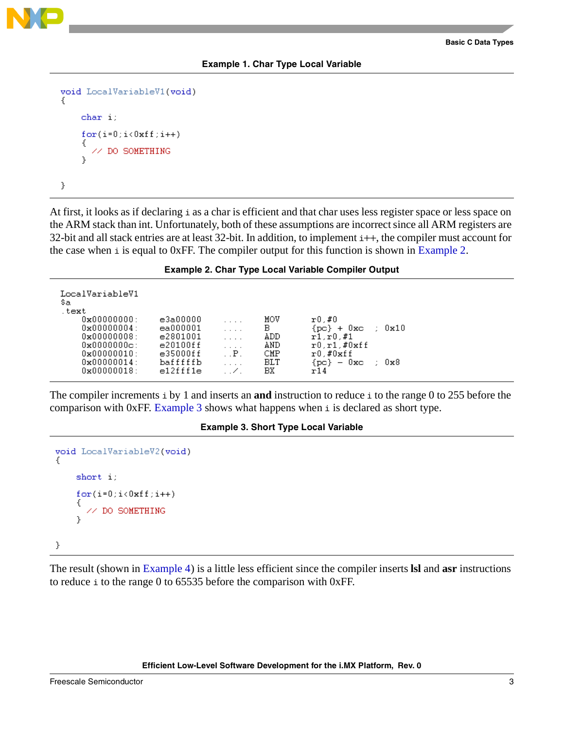**Example 1. Char Type Local Variable**

```
void LocalVariableV1(void)
{
    char i;

    for(i=0;i<0xff;i++)
    {
      // DO SOMETHING
    }

}
```

At first, it looks as if declaring `i` as a char is efficient and that char uses less register space or less space on the ARM stack than int. Unfortunately, both of these assumptions are incorrect since all ARM registers are 32-bit and all stack entries are at least 32-bit. In addition, to implement `i++`, the compiler must account for the case when `i` is equal to 0xFF. The compiler output for this function is shown in Example 2.

**Example 2. Char Type Local Variable Compiler Output**

```
LocalVariableV1
$a
.text
    0x00000000:    e3a00000    ....    MOV    r0,#0
    0x00000004:    ea000001    ....    B      {pc} + 0xc   ; 0x10
    0x00000008:    e2801001    ....    ADD    r1,r0,#1
    0x0000000c:    e20100ff    ....    AND    r0,r1,#0xff
    0x00000010:    e35000ff    ..P.    CMP    r0,#0xff
    0x00000014:    bafffffb    ....    BLT    {pc} - 0xc   ; 0x8
    0x00000018:    e12fff1e    ../.    BX     r14
```

The compiler increments `i` by 1 and inserts an **and** instruction to reduce `i` to the range 0 to 255 before the comparison with 0xFF. Example 3 shows what happens when `i` is declared as short type.

**Example 3. Short Type Local Variable**

```
void LocalVariableV2(void)
{
    short i;

    for(i=0;i<0xff;i++)
    {
      // DO SOMETHING
    }

}
```

The result (shown in Example 4) is a little less efficient since the compiler inserts **lsl** and **asr** instructions to reduce `i` to the range 0 to 65535 before the comparison with 0xFF.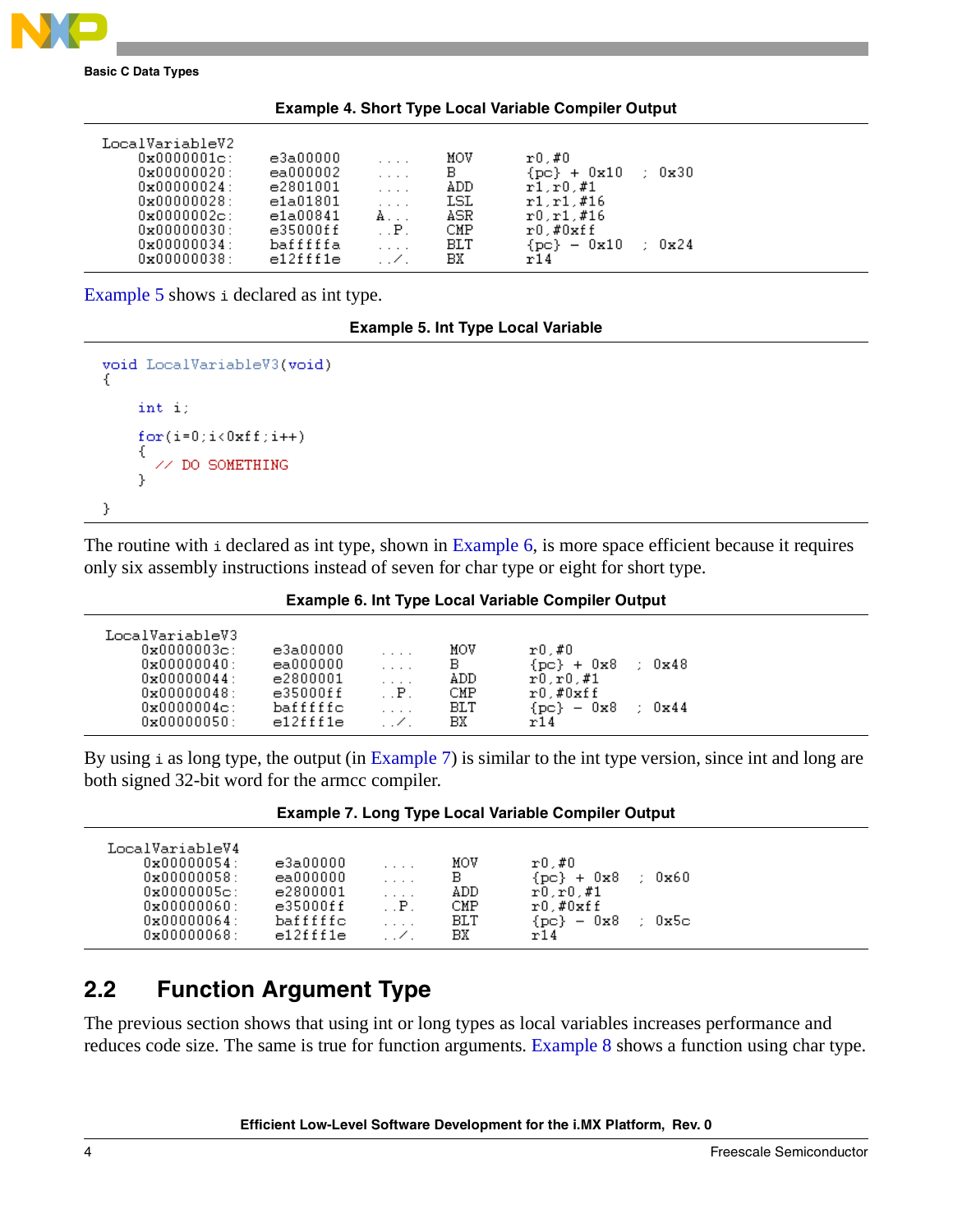**Example 4. Short Type Local Variable Compiler Output**

```
LocalVariableV2
    0x0000001c:    e3a00000    ....    MOV     r0,#0
    0x00000020:    ea000002    ....    B       {pc} + 0x10  ; 0x30
    0x00000024:    e2801001    ....    ADD     r1,r0,#1
    0x00000028:    e1a01801    ....    LSL     r1,r1,#16
    0x0000002c:    e1a00841    A...    ASR     r0,r1,#16
    0x00000030:    e35000ff    ..P.    CMP     r0,#0xff
    0x00000034:    bafffffa    ....    BLT     {pc} - 0x10  ; 0x24
    0x00000038:    e12fff1e    ../.    BX      r14
```

Example 5 shows `i` declared as int type.

**Example 5. Int Type Local Variable**

```
void LocalVariableV3(void)
{
    int i;

    for(i=0;i<0xff;i++)
    {
      // DO SOMETHING
    }

}
```

The routine with `i` declared as int type, shown in Example 6, is more space efficient because it requires only six assembly instructions instead of seven for char type or eight for short type.

**Example 6. Int Type Local Variable Compiler Output**

```
LocalVariableV3
    0x0000003c:    e3a00000    ....    MOV     r0,#0
    0x00000040:    ea000000    ....    B       {pc} + 0x8  ; 0x48
    0x00000044:    e2800001    ....    ADD     r0,r0,#1
    0x00000048:    e35000ff    ..P.    CMP     r0,#0xff
    0x0000004c:    bafffffc    ....    BLT     {pc} - 0x8  ; 0x44
    0x00000050:    e12fff1e    ../.    BX      r14
```

By using `i` as long type, the output (in Example 7) is similar to the int type version, since int and long are both signed 32-bit word for the armcc compiler.

**Example 7. Long Type Local Variable Compiler Output**

```
LocalVariableV4
    0x00000054:    e3a00000    ....    MOV     r0,#0
    0x00000058:    ea000000    ....    B       {pc} + 0x8  ; 0x60
    0x0000005c:    e2800001    ....    ADD     r0,r0,#1
    0x00000060:    e35000ff    ..P.    CMP     r0,#0xff
    0x00000064:    bafffffc    ....    BLT     {pc} - 0x8  ; 0x5c
    0x00000068:    e12fff1e    ../.    BX      r14
```

## 2.2 Function Argument Type

The previous section shows that using int or long types as local variables increases performance and reduces code size. The same is true for function arguments. Example 8 shows a function using char type.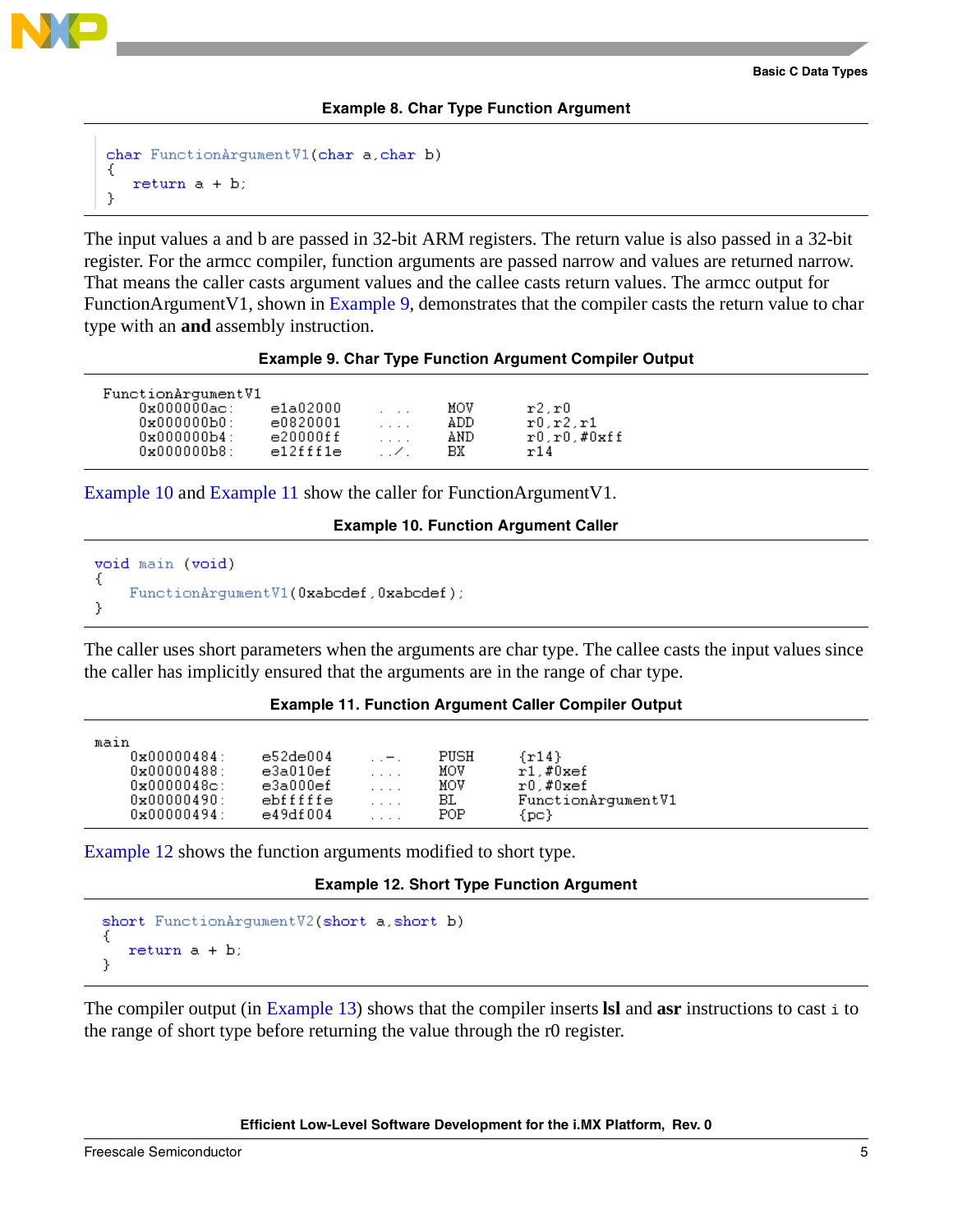**Example 8. Char Type Function Argument**

```
char FunctionArgumentV1(char a,char b)
{
    return a + b;
}
```

The input values a and b are passed in 32-bit ARM registers. The return value is also passed in a 32-bit register. For the armcc compiler, function arguments are passed narrow and values are returned narrow. That means the caller casts argument values and the callee casts return values. The armcc output for FunctionArgumentV1, shown in Example 9, demonstrates that the compiler casts the return value to char type with an **and** assembly instruction.

**Example 9. Char Type Function Argument Compiler Output**

```
FunctionArgumentV1
    0x000000ac:    e1a02000    . ..    MOV     r2,r0
    0x000000b0:    e0820001    ....    ADD     r0,r2,r1
    0x000000b4:    e20000ff    ....    AND     r0,r0,#0xff
    0x000000b8:    e12fff1e    ../.    BX      r14
```

Example 10 and Example 11 show the caller for FunctionArgumentV1.

**Example 10. Function Argument Caller**

```
void main (void)
{
    FunctionArgumentV1(0xabcdef,0xabcdef);
}
```

The caller uses short parameters when the arguments are char type. The callee casts the input values since the caller has implicitly ensured that the arguments are in the range of char type.

**Example 11. Function Argument Caller Compiler Output**

```
main
    0x00000484:    e52de004    ..-.    PUSH    {r14}
    0x00000488:    e3a010ef    ....    MOV     r1,#0xef
    0x0000048c:    e3a000ef    ....    MOV     r0,#0xef
    0x00000490:    ebfffffe    ....    BL      FunctionArgumentV1
    0x00000494:    e49df004    ....    POP     {pc}
```

Example 12 shows the function arguments modified to short type.

**Example 12. Short Type Function Argument**

```
short FunctionArgumentV2(short a,short b)
{
    return a + b;
}
```

The compiler output (in Example 13) shows that the compiler inserts **lsl** and **asr** instructions to cast `i` to the range of short type before returning the value through the r0 register.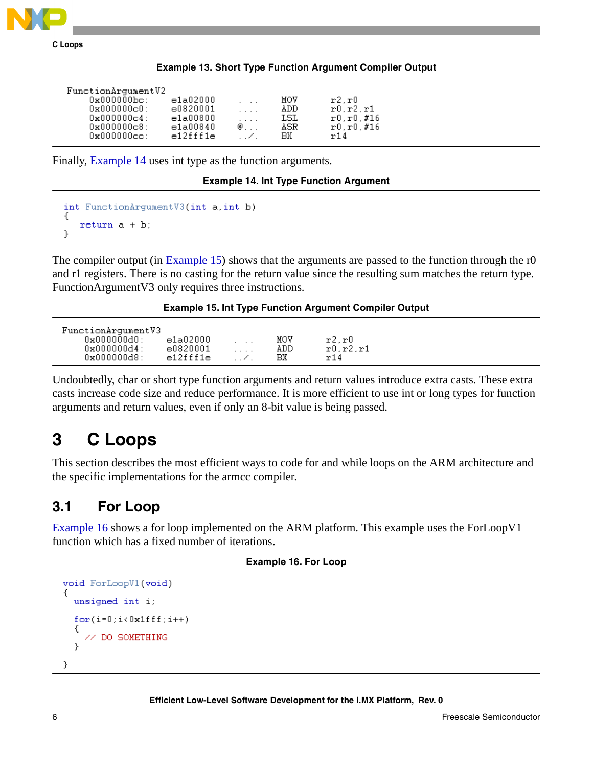**Example 13. Short Type Function Argument Compiler Output**

```
FunctionArgumentV2
    0x000000bc:     e1a02000    ...    MOV     r2,r0
    0x000000c0:     e0820001    ....   ADD     r0,r2,r1
    0x000000c4:     e1a00800    ....   LSL     r0,r0,#16
    0x000000c8:     e1a00840    @...   ASR     r0,r0,#16
    0x000000cc:     e12fff1e    ../.   BX      r14
```

Finally, Example 14 uses int type as the function arguments.

**Example 14. Int Type Function Argument**

```
int FunctionArgumentV3(int a,int b)
{
    return a + b;
}
```

The compiler output (in Example 15) shows that the arguments are passed to the function through the r0 and r1 registers. There is no casting for the return value since the resulting sum matches the return type. FunctionArgumentV3 only requires three instructions.

**Example 15. Int Type Function Argument Compiler Output**

```
FunctionArgumentV3
    0x000000d0:     e1a02000    ...    MOV     r2,r0
    0x000000d4:     e0820001    ....   ADD     r0,r2,r1
    0x000000d8:     e12fff1e    ../.   BX      r14
```

Undoubtedly, char or short type function arguments and return values introduce extra casts. These extra casts increase code size and reduce performance. It is more efficient to use int or long types for function arguments and return values, even if only an 8-bit value is being passed.

# 3 C Loops

This section describes the most efficient ways to code for and while loops on the ARM architecture and the specific implementations for the armcc compiler.

## 3.1 For Loop

Example 16 shows a for loop implemented on the ARM platform. This example uses the ForLoopV1 function which has a fixed number of iterations.

**Example 16. For Loop**

```
void ForLoopV1(void)
{
  unsigned int i;

  for(i=0;i<0x1fff;i++)
  {
    // DO SOMETHING
  }

}
```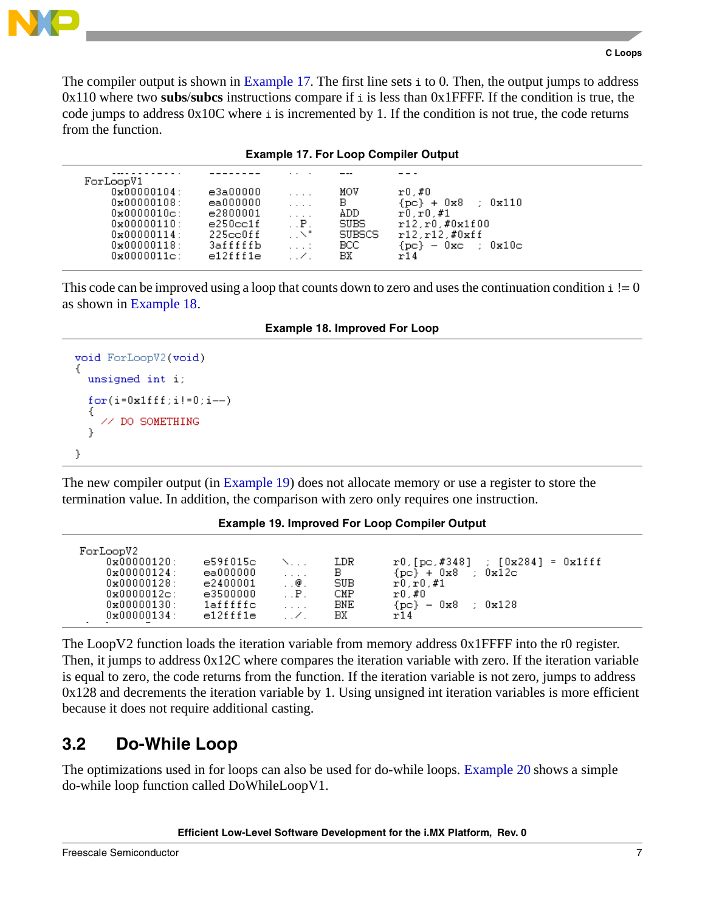The compiler output is shown in Example 17. The first line sets `i` to 0. Then, the output jumps to address 0x110 where two **subs**/**subcs** instructions compare if `i` is less than 0x1FFFF. If the condition is true, the code jumps to address 0x10C where `i` is incremented by 1. If the condition is not true, the code returns from the function.

**Example 17. For Loop Compiler Output**

```
ForLoopV1
    0x00000104:    e3a00000    ....    MOV      r0,#0
    0x00000108:    ea000000    ....    B        {pc} + 0x8  ; 0x110
    0x0000010c:    e2800001    ....    ADD      r0,r0,#1
    0x00000110:    e250cc1f    ..P.    SUBS     r12,r0,#0x1f00
    0x00000114:    225cc0ff    ..\"    SUBSCS   r12,r12,#0xff
    0x00000118:    3affffffb   ...:    BCC      {pc} - 0xc  ; 0x10c
    0x0000011c:    e12fff1e    ../.    BX       r14
```

This code can be improved using a loop that counts down to zero and uses the continuation condition `i` != 0 as shown in Example 18.

**Example 18. Improved For Loop**

```
void ForLoopV2(void)
{
  unsigned int i;

  for(i=0x1fff;i!=0;i--)
  {
    // DO SOMETHING
  }

}
```

The new compiler output (in Example 19) does not allocate memory or use a register to store the termination value. In addition, the comparison with zero only requires one instruction.

**Example 19. Improved For Loop Compiler Output**

```
ForLoopV2
    0x00000120:    e59f015c    \...    LDR      r0,[pc,#348]  ; [0x284] = 0x1fff
    0x00000124:    ea000000    ....    B        {pc} + 0x8  ; 0x12c
    0x00000128:    e2400001    ..@.    SUB      r0,r0,#1
    0x0000012c:    e3500000    ..P.    CMP      r0,#0
    0x00000130:    1affffffc   ....    BNE      {pc} - 0x8  ; 0x128
    0x00000134:    e12fff1e    ../.    BX       r14
```

The LoopV2 function loads the iteration variable from memory address 0x1FFFF into the r0 register. Then, it jumps to address 0x12C where compares the iteration variable with zero. If the iteration variable is equal to zero, the code returns from the function. If the iteration variable is not zero, jumps to address 0x128 and decrements the iteration variable by 1. Using unsigned int iteration variables is more efficient because it does not require additional casting.

## 3.2 Do-While Loop

The optimizations used in for loops can also be used for do-while loops. Example 20 shows a simple do-while loop function called DoWhileLoopV1.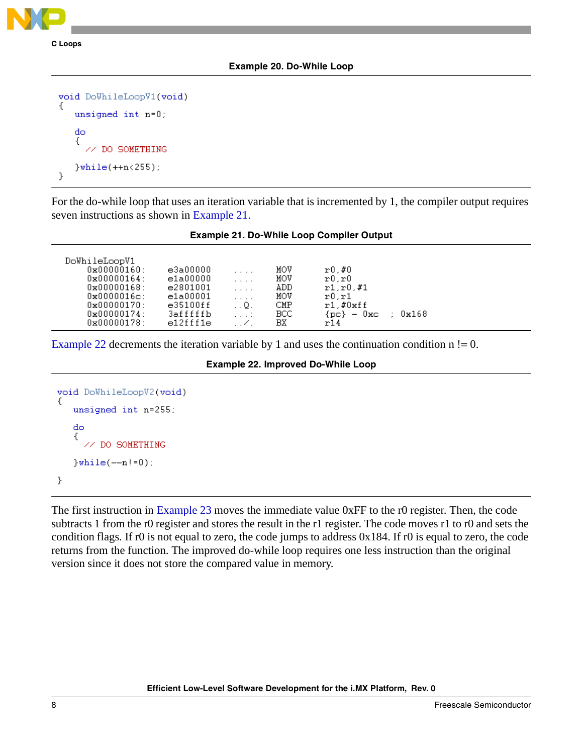**Example 20. Do-While Loop**

```
void DoWhileLoopV1(void)
{
   unsigned int n=0;

   do
   {
     // DO SOMETHING

   }while(++n<255);
}
```

For the do-while loop that uses an iteration variable that is incremented by 1, the compiler output requires seven instructions as shown in Example 21.

**Example 21. Do-While Loop Compiler Output**

```
 DoWhileLoopV1
      0x00000160:      e3a00000    ....     MOV      r0,#0
      0x00000164:      e1a00000    ....     MOV      r0,r0
      0x00000168:      e2801001    ....     ADD      r1,r0,#1
      0x0000016c:      e1a00001    ....     MOV      r0,r1
      0x00000170:      e35100ff    ..Q.     CMP      r1,#0xff
      0x00000174:      3affffffb   ...:     BCC      {pc} - 0xc  ; 0x168
      0x00000178:      e12fff1e    ../.     BX       r14
```

Example 22 decrements the iteration variable by 1 and uses the continuation condition n != 0.

**Example 22. Improved Do-While Loop**

```
void DoWhileLoopV2(void)
{
   unsigned int n=255;

   do
   {
     // DO SOMETHING

   }while(--n!=0);

}
```

The first instruction in Example 23 moves the immediate value 0xFF to the r0 register. Then, the code subtracts 1 from the r0 register and stores the result in the r1 register. The code moves r1 to r0 and sets the condition flags. If r0 is not equal to zero, the code jumps to address 0x184. If r0 is equal to zero, the code returns from the function. The improved do-while loop requires one less instruction than the original version since it does not store the compared value in memory.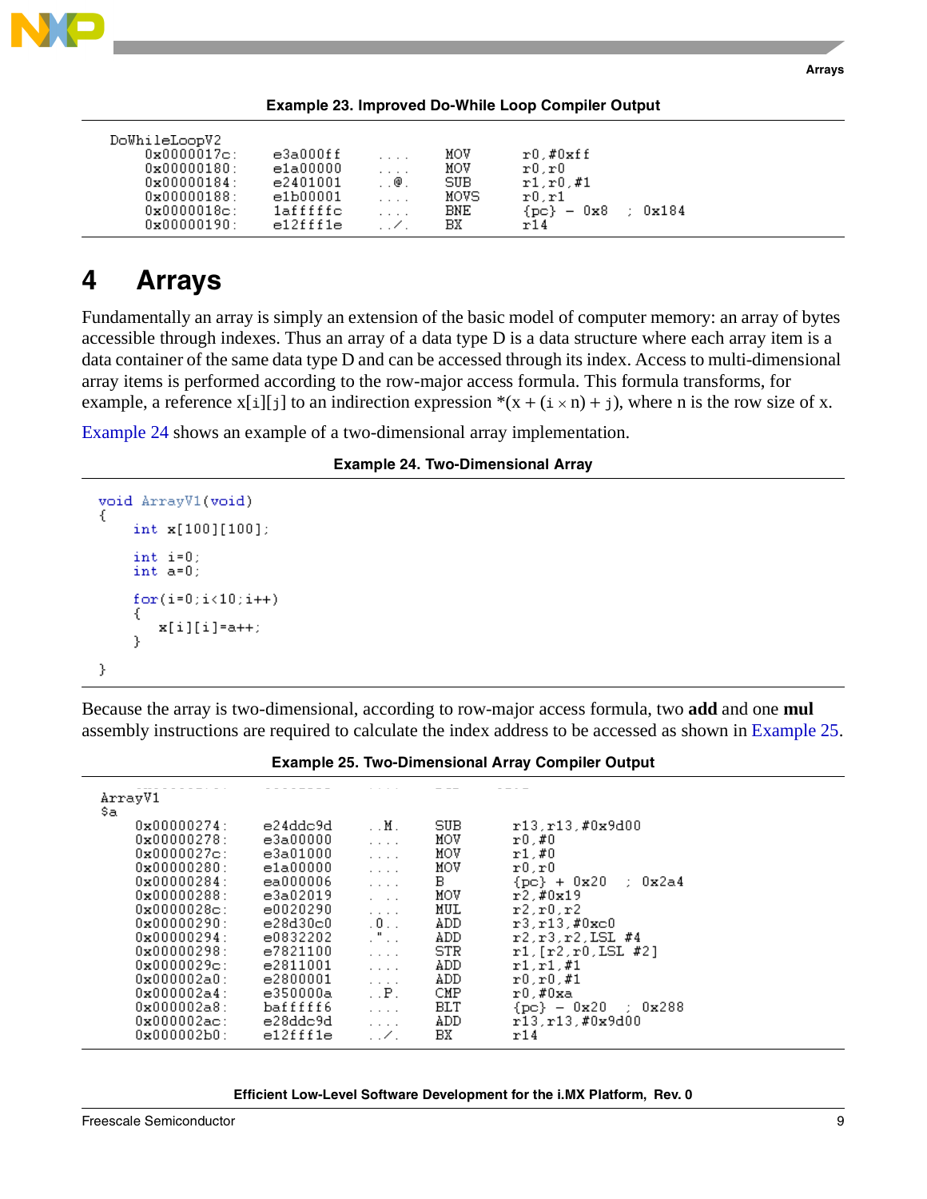**Example 23. Improved Do-While Loop Compiler Output**

```
DoWhileLoopV2
     0x0000017c:     e3a000ff     ....     MOV      r0,#0xff
     0x00000180:     e1a00000     ....     MOV      r0,r0
     0x00000184:     e2401001     ..@.     SUB      r1,r0,#1
     0x00000188:     e1b00001     ....     MOVS     r0,r1
     0x0000018c:     1afffffc     ....     BNE      {pc} - 0x8   ; 0x184
     0x00000190:     e12fff1e     ../.     BX       r14
```

# 4 Arrays

Fundamentally an array is simply an extension of the basic model of computer memory: an array of bytes accessible through indexes. Thus an array of a data type D is a data structure where each array item is a data container of the same data type D and can be accessed through its index. Access to multi-dimensional array items is performed according to the row-major access formula. This formula transforms, for example, a reference `x[i][j]` to an indirection expression $*(x + (i \times n) + j)$, where n is the row size of x.

Example 24 shows an example of a two-dimensional array implementation.

**Example 24. Two-Dimensional Array**

```c
void ArrayV1(void)
{
      int x[100][100];

      int i=0;
      int a=0;

      for(i=0;i<10;i++)
      {
          x[i][i]=a++;
      }

}
```

Because the array is two-dimensional, according to row-major access formula, two **add** and one **mul** assembly instructions are required to calculate the index address to be accessed as shown in Example 25.

**Example 25. Two-Dimensional Array Compiler Output**

```
ArrayV1
$a
     0x00000274:     e24ddc9d     ..M.     SUB      r13,r13,#0x9d00
     0x00000278:     e3a00000     ....     MOV      r0,#0
     0x0000027c:     e3a01000     ....     MOV      r1,#0
     0x00000280:     e1a00000     ....     MOV      r0,r0
     0x00000284:     ea000006     ....     B        {pc} + 0x20   ; 0x2a4
     0x00000288:     e3a02019     . ..     MOV      r2,#0x19
     0x0000028c:     e0020290     ....     MUL      r2,r0,r2
     0x00000290:     e28d30c0     .0..     ADD      r3,r13,#0xc0
     0x00000294:     e0832202     ."..     ADD      r2,r3,r2,LSL #4
     0x00000298:     e7821100     ....     STR      r1,[r2,r0,LSL #2]
     0x0000029c:     e2811001     ....     ADD      r1,r1,#1
     0x000002a0:     e2800001     ....     ADD      r0,r0,#1
     0x000002a4:     e350000a     ..P.     CMP      r0,#0xa
     0x000002a8:     bafffff6     ....     BLT      {pc} - 0x20   ; 0x288
     0x000002ac:     e28ddc9d     ....     ADD      r13,r13,#0x9d00
     0x000002b0:     e12fff1e     ../.     BX       r14
```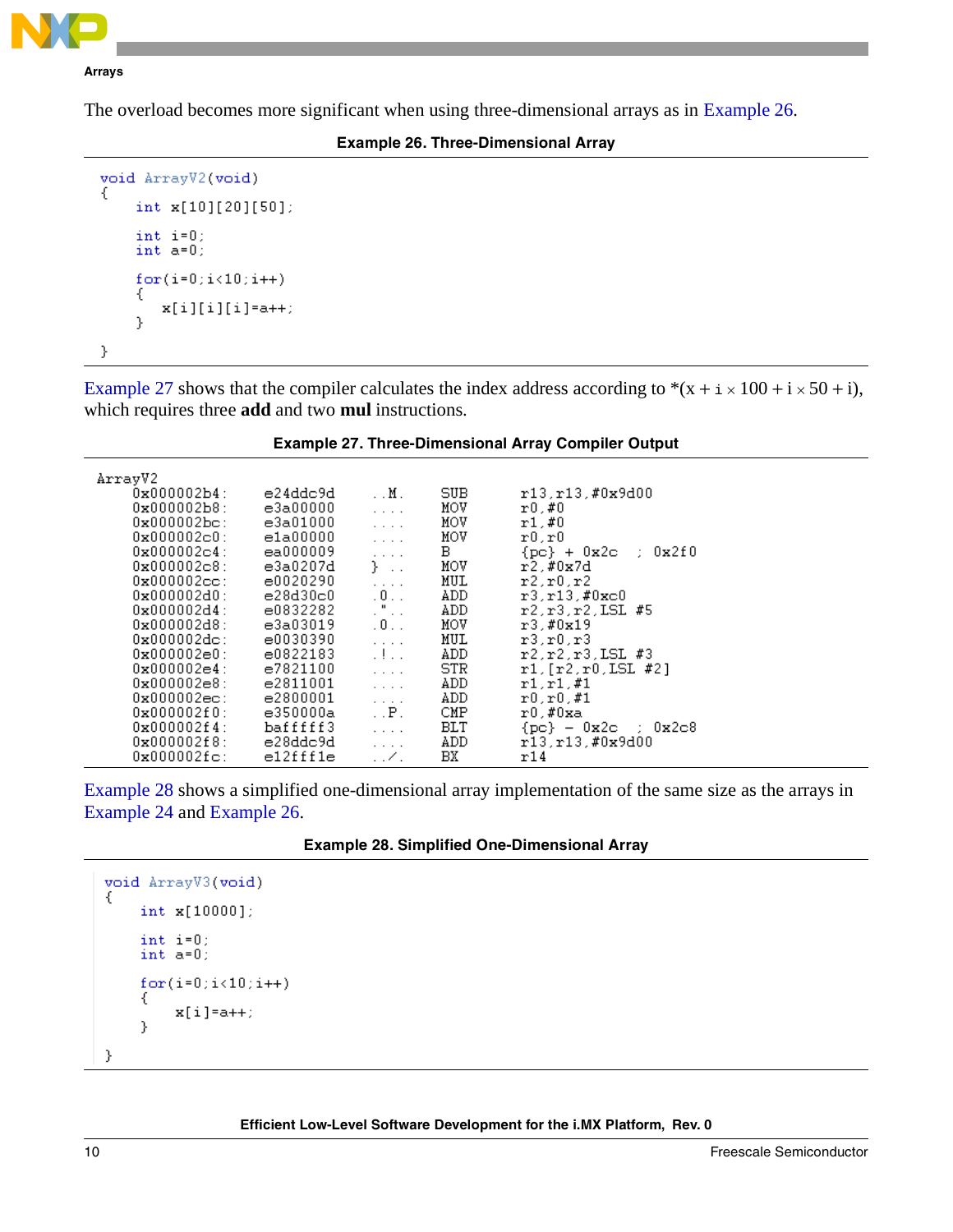The overload becomes more significant when using three-dimensional arrays as in Example 26.

**Example 26. Three-Dimensional Array**

```
void ArrayV2(void)
{
    int x[10][20][50];

    int i=0;
    int a=0;

    for(i=0;i<10;i++)
    {
        x[i][i][i]=a++;
    }

}
```

Example 27 shows that the compiler calculates the index address according to $*(x + i \times 100 + i \times 50 + i)$, which requires three **add** and two **mul** instructions.

**Example 27. Three-Dimensional Array Compiler Output**

```
ArrayV2
    0x000002b4:    e24ddc9d    ..M.    SUB     r13,r13,#0x9d00
    0x000002b8:    e3a00000    ....    MOV     r0,#0
    0x000002bc:    e3a01000    ....    MOV     r1,#0
    0x000002c0:    e1a00000    ....    MOV     r0,r0
    0x000002c4:    ea000009    ....    B       {pc} + 0x2c  ; 0x2f0
    0x000002c8:    e3a0207d    } ..    MOV     r2,#0x7d
    0x000002cc:    e0020290    ....    MUL     r2,r0,r2
    0x000002d0:    e28d30c0    .0..    ADD     r3,r13,#0xc0
    0x000002d4:    e0832282    ."..    ADD     r2,r3,r2,LSL #5
    0x000002d8:    e3a03019    .0..    MOV     r3,#0x19
    0x000002dc:    e0030390    ....    MUL     r3,r0,r3
    0x000002e0:    e0822183    .!..    ADD     r2,r2,r3,LSL #3
    0x000002e4:    e7821100    ....    STR     r1,[r2,r0,LSL #2]
    0x000002e8:    e2811001    ....    ADD     r1,r1,#1
    0x000002ec:    e2800001    ....    ADD     r0,r0,#1
    0x000002f0:    e350000a    ..P.    CMP     r0,#0xa
    0x000002f4:    bafffff3    ....    BLT     {pc} - 0x2c  ; 0x2c8
    0x000002f8:    e28ddc9d    ....    ADD     r13,r13,#0x9d00
    0x000002fc:    e12fff1e    ../.    BX      r14
```

Example 28 shows a simplified one-dimensional array implementation of the same size as the arrays in Example 24 and Example 26.

**Example 28. Simplified One-Dimensional Array**

```
void ArrayV3(void)
{
    int x[10000];

    int i=0;
    int a=0;

    for(i=0;i<10;i++)
    {
        x[i]=a++;
    }

}
```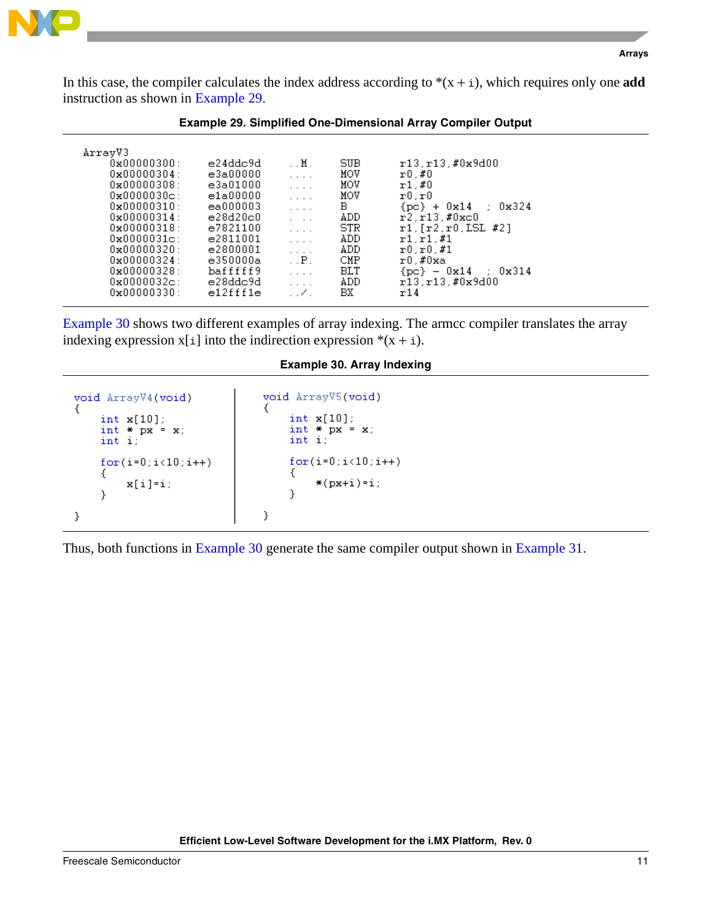In this case, the compiler calculates the index address according to *(x + i), which requires only one **add** instruction as shown in Example 29.

**Example 29. Simplified One-Dimensional Array Compiler Output**

```
ArrayV3
    0x00000300:    e24ddc9d    ..M.    SUB    r13,r13,#0x9d00
    0x00000304:    e3a00000    ....    MOV    r0,#0
    0x00000308:    e3a01000    ....    MOV    r1,#0
    0x0000030c:    e1a00000    ....    MOV    r0,r0
    0x00000310:    ea000003    ....    B      {pc} + 0x14  ; 0x324
    0x00000314:    e28d20c0    . ..    ADD    r2,r13,#0xc0
    0x00000318:    e7821100    ....    STR    r1,[r2,r0,LSL #2]
    0x0000031c:    e2811001    ....    ADD    r1,r1,#1
    0x00000320:    e2800001    ....    ADD    r0,r0,#1
    0x00000324:    e350000a    ..P.    CMP    r0,#0xa
    0x00000328:    baffffff9   ....    BLT    {pc} - 0x14  ; 0x314
    0x0000032c:    e28ddc9d    ....    ADD    r13,r13,#0x9d00
    0x00000330:    e12fff1e    ../.    BX     r14
```

Example 30 shows two different examples of array indexing. The armcc compiler translates the array indexing expression x[i] into the indirection expression *(x + i).

**Example 30. Array Indexing**

```
void ArrayV4(void)
{
    int x[10];
    int * px = x;
    int i;

    for(i=0;i<10;i++)
    {
        x[i]=i;
    }

}
```

```
void ArrayV5(void)
{
    int x[10];
    int * px = x;
    int i;

    for(i=0;i<10;i++)
    {
        *(px+i)=i;
    }

}
```

Thus, both functions in Example 30 generate the same compiler output shown in Example 31.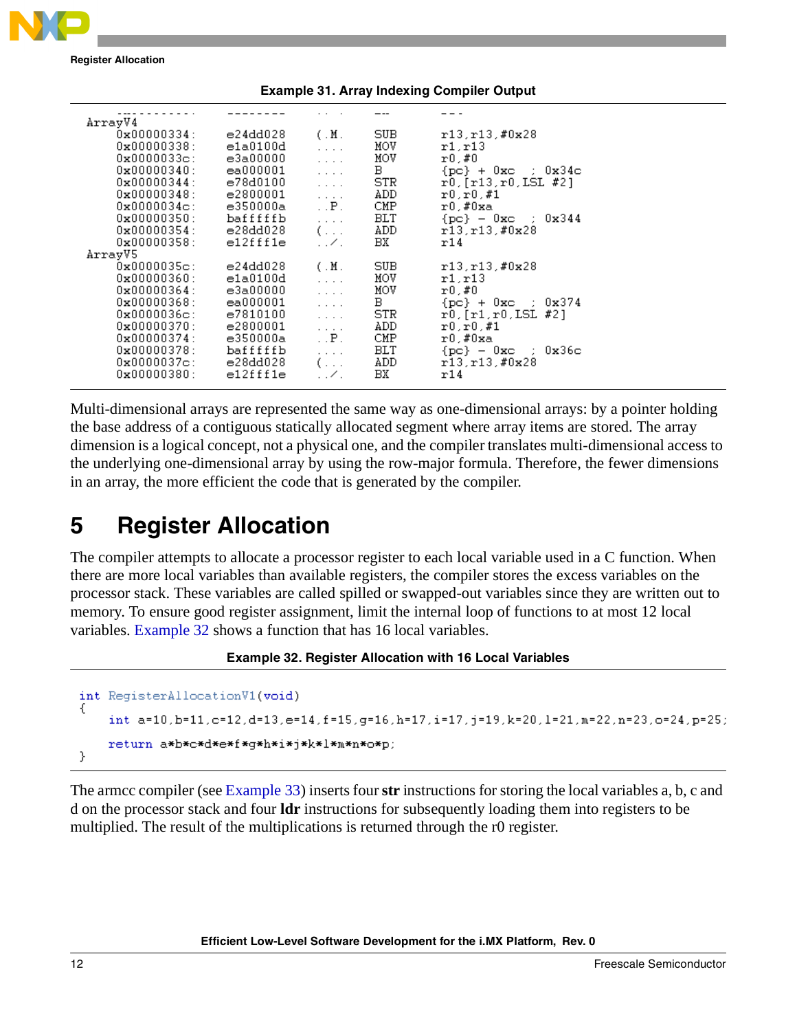**Example 31. Array Indexing Compiler Output**

```
  ------------   --------   . . .   ---   ---
ArrayV4
    0x00000334:   e24dd028   (.M.    SUB   r13,r13,#0x28
    0x00000338:   e1a0100d   ....    MOV   r1,r13
    0x0000033c:   e3a00000   ....    MOV   r0,#0
    0x00000340:   ea000001   ....    B     {pc} + 0xc  ; 0x34c
    0x00000344:   e78d0100   ....    STR   r0,[r13,r0,LSL #2]
    0x00000348:   e2800001   ....    ADD   r0,r0,#1
    0x0000034c:   e350000a   ..P.    CMP   r0,#0xa
    0x00000350:   bafffffb   ....    BLT   {pc} - 0xc  ; 0x344
    0x00000354:   e28dd028   (...    ADD   r13,r13,#0x28
    0x00000358:   e12fff1e   ../.    BX    r14
ArrayV5
    0x0000035c:   e24dd028   (.M.    SUB   r13,r13,#0x28
    0x00000360:   e1a0100d   ....    MOV   r1,r13
    0x00000364:   e3a00000   ....    MOV   r0,#0
    0x00000368:   ea000001   ....    B     {pc} + 0xc  ; 0x374
    0x0000036c:   e7810100   ....    STR   r0,[r1,r0,LSL #2]
    0x00000370:   e2800001   ....    ADD   r0,r0,#1
    0x00000374:   e350000a   ..P.    CMP   r0,#0xa
    0x00000378:   bafffffb   ....    BLT   {pc} - 0xc  ; 0x36c
    0x0000037c:   e28dd028   (...    ADD   r13,r13,#0x28
    0x00000380:   e12fff1e   ../.    BX    r14
```

Multi-dimensional arrays are represented the same way as one-dimensional arrays: by a pointer holding the base address of a contiguous statically allocated segment where array items are stored. The array dimension is a logical concept, not a physical one, and the compiler translates multi-dimensional access to the underlying one-dimensional array by using the row-major formula. Therefore, the fewer dimensions in an array, the more efficient the code that is generated by the compiler.

# 5 Register Allocation

The compiler attempts to allocate a processor register to each local variable used in a C function. When there are more local variables than available registers, the compiler stores the excess variables on the processor stack. These variables are called spilled or swapped-out variables since they are written out to memory. To ensure good register assignment, limit the internal loop of functions to at most 12 local variables. Example 32 shows a function that has 16 local variables.

**Example 32. Register Allocation with 16 Local Variables**

```
int RegisterAllocationV1(void)
{
    int a=10,b=11,c=12,d=13,e=14,f=15,g=16,h=17,i=17,j=19,k=20,l=21,m=22,n=23,o=24,p=25;

    return a*b*c*d*e*f*g*h*i*j*k*l*m*n*o*p;
}
```

The armcc compiler (see Example 33) inserts four **str** instructions for storing the local variables a, b, c and d on the processor stack and four **ldr** instructions for subsequently loading them into registers to be multiplied. The result of the multiplications is returned through the r0 register.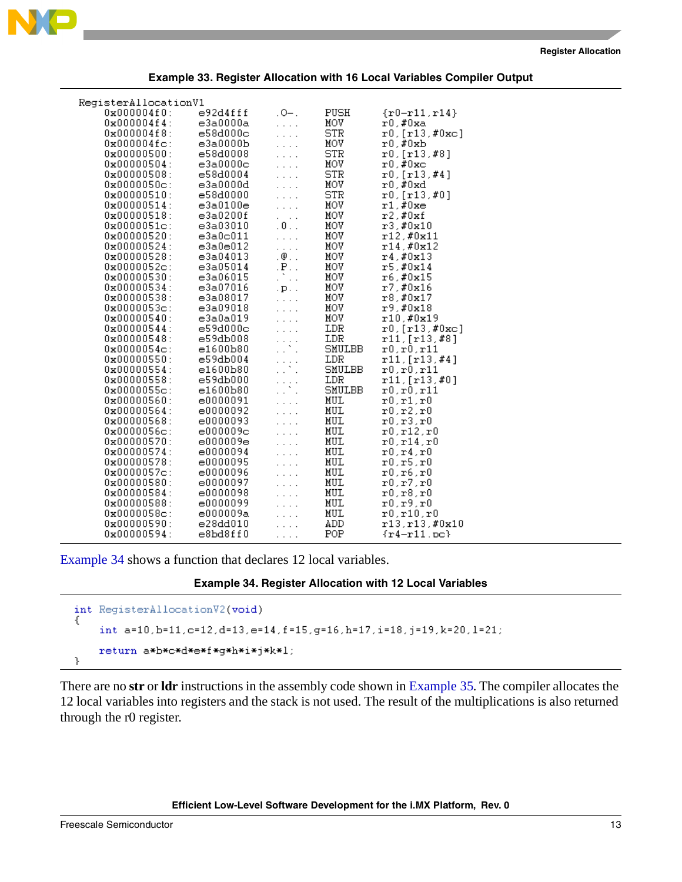**Example 33. Register Allocation with 16 Local Variables Compiler Output**

```
RegisterAllocationV1
    0x000004f0:    e92d4fff    .O-.    PUSH     {r0-r11,r14}
    0x000004f4:    e3a0000a    ....    MOV      r0,#0xa
    0x000004f8:    e58d000c    ....    STR      r0,[r13,#0xc]
    0x000004fc:    e3a0000b    ....    MOV      r0,#0xb
    0x00000500:    e58d0008    ....    STR      r0,[r13,#8]
    0x00000504:    e3a0000c    ....    MOV      r0,#0xc
    0x00000508:    e58d0004    ....    STR      r0,[r13,#4]
    0x0000050c:    e3a0000d    ....    MOV      r0,#0xd
    0x00000510:    e58d0000    ....    STR      r0,[r13,#0]
    0x00000514:    e3a0100e    ....    MOV      r1,#0xe
    0x00000518:    e3a0200f    ....    MOV      r2,#0xf
    0x0000051c:    e3a03010    .0..    MOV      r3,#0x10
    0x00000520:    e3a0c011    ....    MOV      r12,#0x11
    0x00000524:    e3a0e012    ....    MOV      r14,#0x12
    0x00000528:    e3a04013    .@..    MOV      r4,#0x13
    0x0000052c:    e3a05014    .P..    MOV      r5,#0x14
    0x00000530:    e3a06015    .`..    MOV      r6,#0x15
    0x00000534:    e3a07016    .p..    MOV      r7,#0x16
    0x00000538:    e3a08017    ....    MOV      r8,#0x17
    0x0000053c:    e3a09018    ....    MOV      r9,#0x18
    0x00000540:    e3a0a019    ....    MOV      r10,#0x19
    0x00000544:    e59d000c    ....    LDR      r0,[r13,#0xc]
    0x00000548:    e59db008    ....    LDR      r11,[r13,#8]
    0x0000054c:    e1600b80    ..`.    SMULBB   r0,r0,r11
    0x00000550:    e59db004    ....    LDR      r11,[r13,#4]
    0x00000554:    e1600b80    ..`.    SMULBB   r0,r0,r11
    0x00000558:    e59db000    ....    LDR      r11,[r13,#0]
    0x0000055c:    e1600b80    ..`.    SMULBB   r0,r0,r11
    0x00000560:    e0000091    ....    MUL      r0,r1,r0
    0x00000564:    e0000092    ....    MUL      r0,r2,r0
    0x00000568:    e0000093    ....    MUL      r0,r3,r0
    0x0000056c:    e000009c    ....    MUL      r0,r12,r0
    0x00000570:    e000009e    ....    MUL      r0,r14,r0
    0x00000574:    e0000094    ....    MUL      r0,r4,r0
    0x00000578:    e0000095    ....    MUL      r0,r5,r0
    0x0000057c:    e0000096    ....    MUL      r0,r6,r0
    0x00000580:    e0000097    ....    MUL      r0,r7,r0
    0x00000584:    e0000098    ....    MUL      r0,r8,r0
    0x00000588:    e0000099    ....    MUL      r0,r9,r0
    0x0000058c:    e000009a    ....    MUL      r0,r10,r0
    0x00000590:    e28dd010    ....    ADD      r13,r13,#0x10
    0x00000594:    e8bd8ff0    ....    POP      {r4-r11,pc}
```

Example 34 shows a function that declares 12 local variables.

**Example 34. Register Allocation with 12 Local Variables**

```
int RegisterAllocationV2(void)
{
    int a=10,b=11,c=12,d=13,e=14,f=15,g=16,h=17,i=18,j=19,k=20,l=21;

    return a*b*c*d*e*f*g*h*i*j*k*l;
}
```

There are no **str** or **ldr** instructions in the assembly code shown in Example 35. The compiler allocates the 12 local variables into registers and the stack is not used. The result of the multiplications is also returned through the r0 register.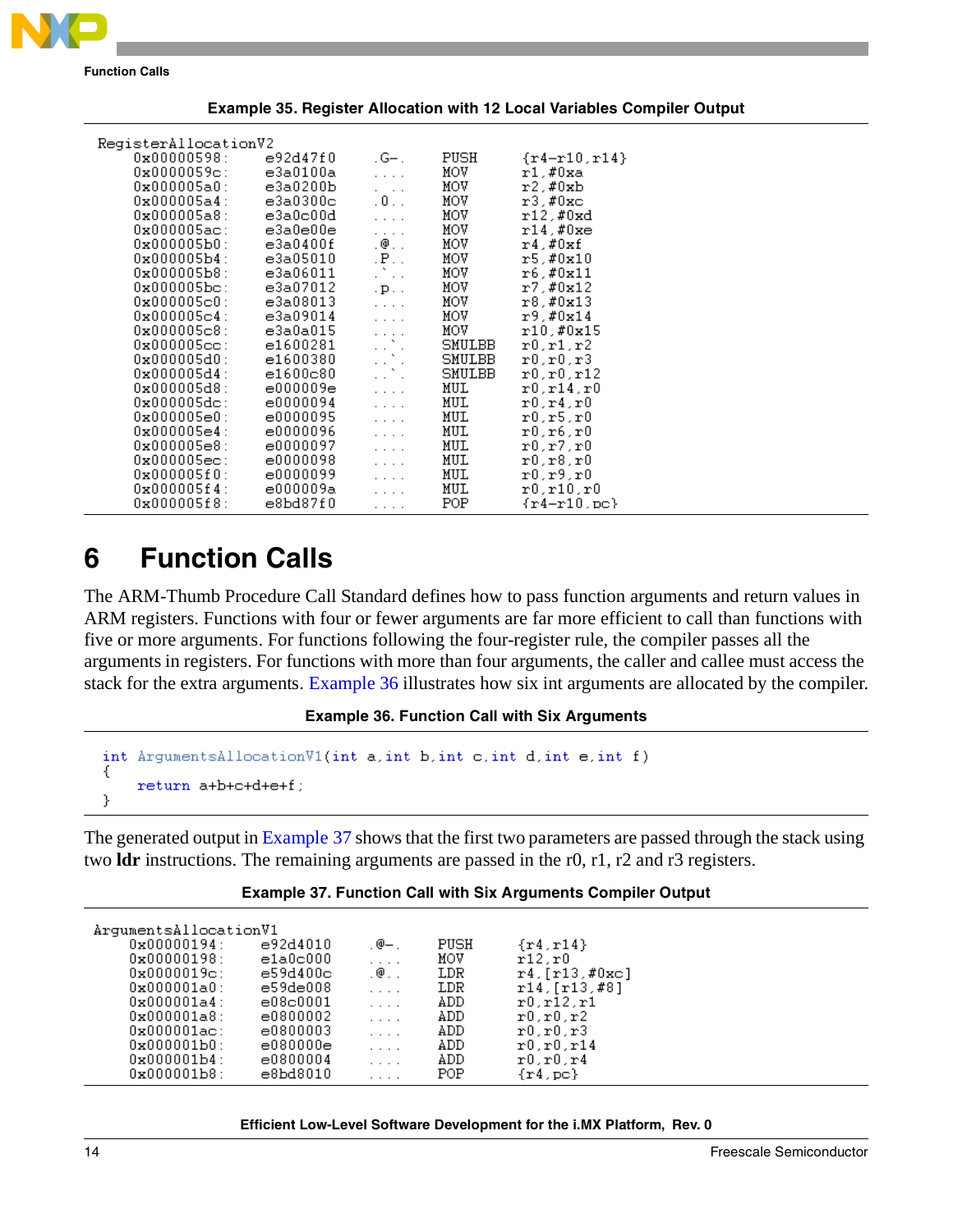**Example 35. Register Allocation with 12 Local Variables Compiler Output**

```
RegisterAllocationV2
    0x00000598:    e92d47f0    .G-.    PUSH    {r4-r10,r14}
    0x0000059c:    e3a0100a    ....    MOV     r1,#0xa
    0x000005a0:    e3a0200b    ....    MOV     r2,#0xb
    0x000005a4:    e3a0300c    .0..    MOV     r3,#0xc
    0x000005a8:    e3a0c00d    ....    MOV     r12,#0xd
    0x000005ac:    e3a0e00e    ....    MOV     r14,#0xe
    0x000005b0:    e3a0400f    .@..    MOV     r4,#0xf
    0x000005b4:    e3a05010    .P..    MOV     r5,#0x10
    0x000005b8:    e3a06011    .`..    MOV     r6,#0x11
    0x000005bc:    e3a07012    .p..    MOV     r7,#0x12
    0x000005c0:    e3a08013    ....    MOV     r8,#0x13
    0x000005c4:    e3a09014    ....    MOV     r9,#0x14
    0x000005c8:    e3a0a015    ....    MOV     r10,#0x15
    0x000005cc:    e1600281    ..`.    SMULBB  r0,r1,r2
    0x000005d0:    e1600380    ..`.    SMULBB  r0,r0,r3
    0x000005d4:    e1600c80    ..`.    SMULBB  r0,r0,r12
    0x000005d8:    e000009e    ....    MUL     r0,r14,r0
    0x000005dc:    e0000094    ....    MUL     r0,r4,r0
    0x000005e0:    e0000095    ....    MUL     r0,r5,r0
    0x000005e4:    e0000096    ....    MUL     r0,r6,r0
    0x000005e8:    e0000097    ....    MUL     r0,r7,r0
    0x000005ec:    e0000098    ....    MUL     r0,r8,r0
    0x000005f0:    e0000099    ....    MUL     r0,r9,r0
    0x000005f4:    e000009a    ....    MUL     r0,r10,r0
    0x000005f8:    e8bd87f0    ....    POP     {r4-r10,pc}
```

# 6 Function Calls

The ARM-Thumb Procedure Call Standard defines how to pass function arguments and return values in ARM registers. Functions with four or fewer arguments are far more efficient to call than functions with five or more arguments. For functions following the four-register rule, the compiler passes all the arguments in registers. For functions with more than four arguments, the caller and callee must access the stack for the extra arguments. Example 36 illustrates how six int arguments are allocated by the compiler.

**Example 36. Function Call with Six Arguments**

```
int ArgumentsAllocationV1(int a,int b,int c,int d,int e,int f)
{
    return a+b+c+d+e+f;
}
```

The generated output in Example 37 shows that the first two parameters are passed through the stack using two **ldr** instructions. The remaining arguments are passed in the r0, r1, r2 and r3 registers.

**Example 37. Function Call with Six Arguments Compiler Output**

```
ArgumentsAllocationV1
    0x00000194:    e92d4010    .@-.    PUSH    {r4,r14}
    0x00000198:    e1a0c000    ....    MOV     r12,r0
    0x0000019c:    e59d400c    .@..    LDR     r4,[r13,#0xc]
    0x000001a0:    e59de008    ....    LDR     r14,[r13,#8]
    0x000001a4:    e08c0001    ....    ADD     r0,r12,r1
    0x000001a8:    e0800002    ....    ADD     r0,r0,r2
    0x000001ac:    e0800003    ....    ADD     r0,r0,r3
    0x000001b0:    e080000e    ....    ADD     r0,r0,r14
    0x000001b4:    e0800004    ....    ADD     r0,r0,r4
    0x000001b8:    e8bd8010    ....    POP     {r4,pc}
```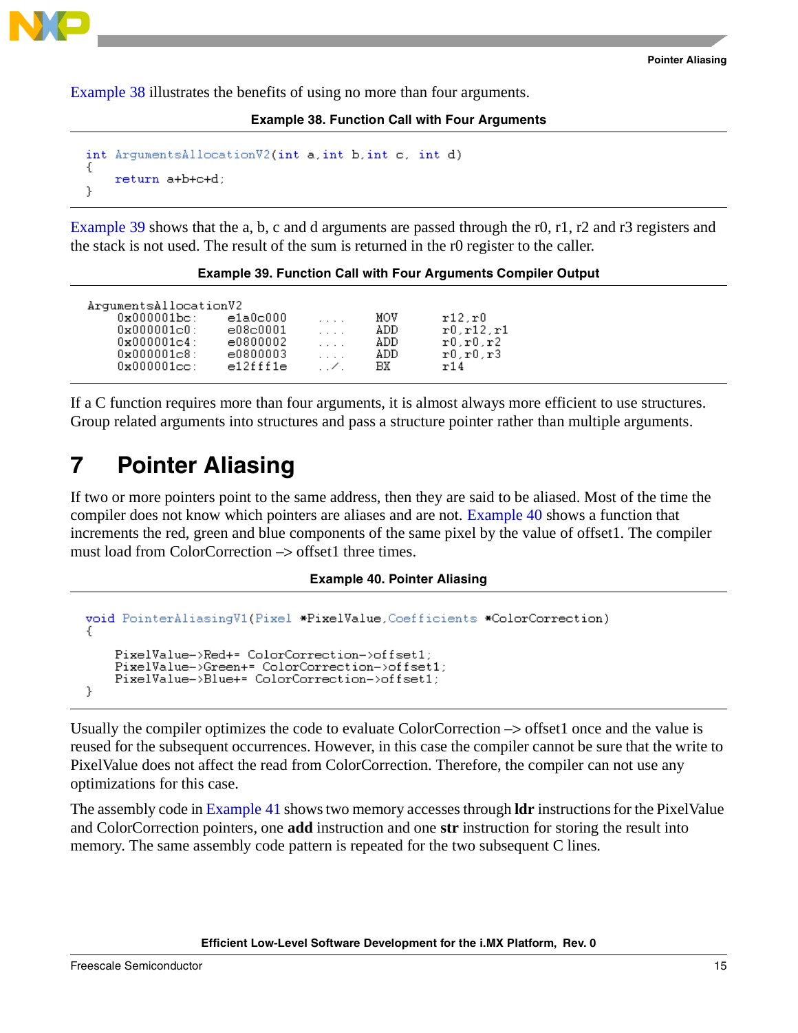Example 38 illustrates the benefits of using no more than four arguments.

**Example 38. Function Call with Four Arguments**

```
int ArgumentsAllocationV2(int a,int b,int c, int d)
{
    return a+b+c+d;
}
```

Example 39 shows that the a, b, c and d arguments are passed through the r0, r1, r2 and r3 registers and the stack is not used. The result of the sum is returned in the r0 register to the caller.

**Example 39. Function Call with Four Arguments Compiler Output**

```
ArgumentsAllocationV2
    0x000001bc:    e1a0c000    ....    MOV     r12,r0
    0x000001c0:    e08c0001    ....    ADD     r0,r12,r1
    0x000001c4:    e0800002    ....    ADD     r0,r0,r2
    0x000001c8:    e0800003    ....    ADD     r0,r0,r3
    0x000001cc:    e12fff1e    ../.    BX      r14
```

If a C function requires more than four arguments, it is almost always more efficient to use structures. Group related arguments into structures and pass a structure pointer rather than multiple arguments.

# 7 Pointer Aliasing

If two or more pointers point to the same address, then they are said to be aliased. Most of the time the compiler does not know which pointers are aliases and are not. Example 40 shows a function that increments the red, green and blue components of the same pixel by the value of offset1. The compiler must load from ColorCorrection –> offset1 three times.

**Example 40. Pointer Aliasing**

```
void PointerAliasingV1(Pixel *PixelValue,Coefficients *ColorCorrection)
{

    PixelValue->Red+= ColorCorrection->offset1;
    PixelValue->Green+= ColorCorrection->offset1;
    PixelValue->Blue+= ColorCorrection->offset1;
}
```

Usually the compiler optimizes the code to evaluate ColorCorrection –> offset1 once and the value is reused for the subsequent occurrences. However, in this case the compiler cannot be sure that the write to PixelValue does not affect the read from ColorCorrection. Therefore, the compiler can not use any optimizations for this case.

The assembly code in Example 41 shows two memory accesses through **ldr** instructions for the PixelValue and ColorCorrection pointers, one **add** instruction and one **str** instruction for storing the result into memory. The same assembly code pattern is repeated for the two subsequent C lines.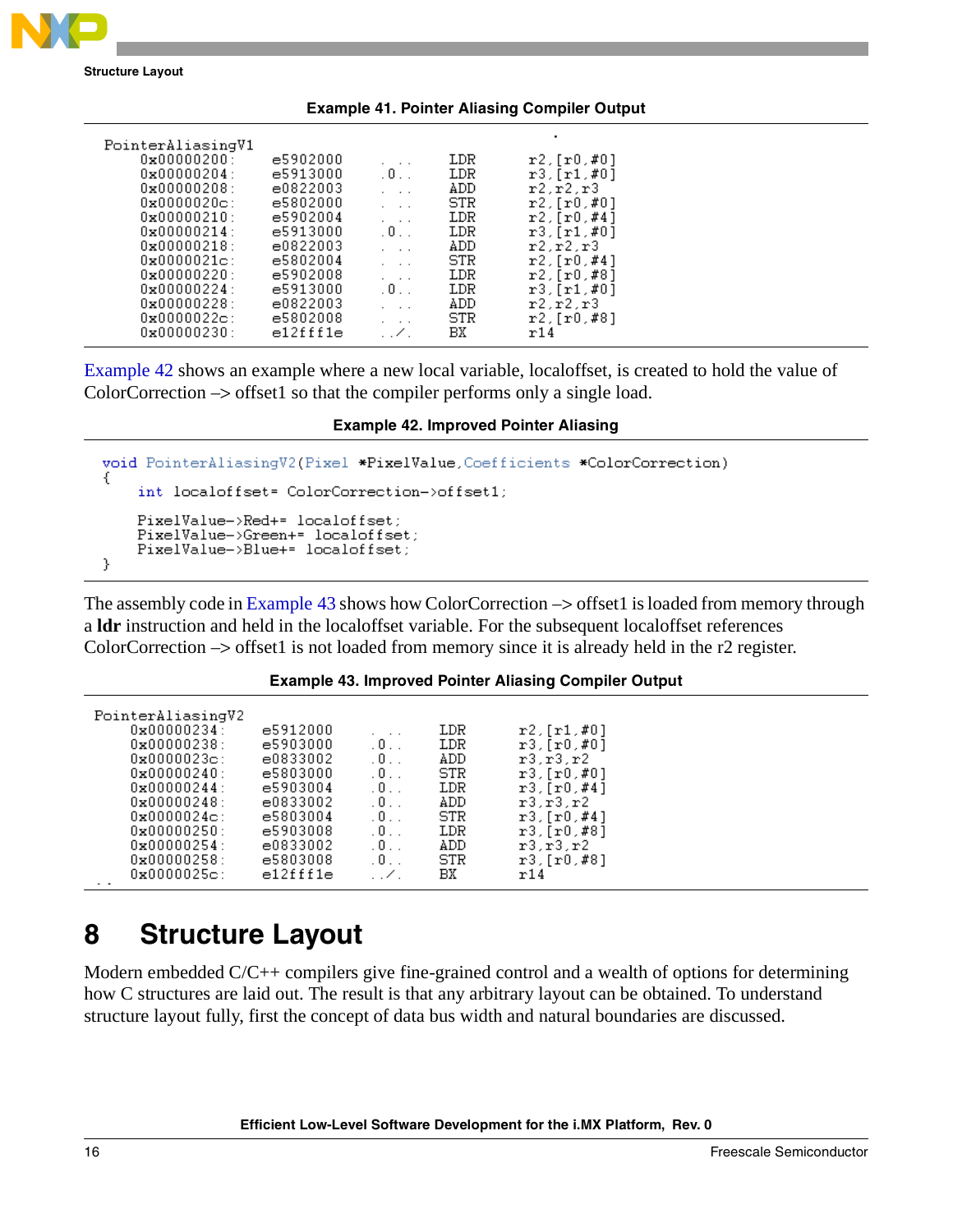**Example 41. Pointer Aliasing Compiler Output**

```
PointerAliasingV1
    0x00000200:    e5902000    . . .    LDR    r2,[r0,#0]
    0x00000204:    e5913000    .0..     LDR    r3,[r1,#0]
    0x00000208:    e0822003    . . .    ADD    r2,r2,r3
    0x0000020c:    e5802000    . . .    STR    r2,[r0,#0]
    0x00000210:    e5902004    . . .    LDR    r2,[r0,#4]
    0x00000214:    e5913000    .0..     LDR    r3,[r1,#0]
    0x00000218:    e0822003    . . .    ADD    r2,r2,r3
    0x0000021c:    e5802004    . . .    STR    r2,[r0,#4]
    0x00000220:    e5902008    . . .    LDR    r2,[r0,#8]
    0x00000224:    e5913000    .0..     LDR    r3,[r1,#0]
    0x00000228:    e0822003    . . .    ADD    r2,r2,r3
    0x0000022c:    e5802008    . . .    STR    r2,[r0,#8]
    0x00000230:    e12fff1e    ../.     BX     r14
```

Example 42 shows an example where a new local variable, localoffset, is created to hold the value of ColorCorrection –> offset1 so that the compiler performs only a single load.

**Example 42. Improved Pointer Aliasing**

```
void PointerAliasingV2(Pixel *PixelValue,Coefficients *ColorCorrection)
{
    int localoffset= ColorCorrection->offset1;

    PixelValue->Red+= localoffset;
    PixelValue->Green+= localoffset;
    PixelValue->Blue+= localoffset;
}
```

The assembly code in Example 43 shows how ColorCorrection –> offset1 is loaded from memory through a **ldr** instruction and held in the localoffset variable. For the subsequent localoffset references ColorCorrection –> offset1 is not loaded from memory since it is already held in the r2 register.

**Example 43. Improved Pointer Aliasing Compiler Output**

```
PointerAliasingV2
    0x00000234:    e5912000    . . .    LDR    r2,[r1,#0]
    0x00000238:    e5903000    .0..     LDR    r3,[r0,#0]
    0x0000023c:    e0833002    .0..     ADD    r3,r3,r2
    0x00000240:    e5803000    .0..     STR    r3,[r0,#0]
    0x00000244:    e5903004    .0..     LDR    r3,[r0,#4]
    0x00000248:    e0833002    .0..     ADD    r3,r3,r2
    0x0000024c:    e5803004    .0..     STR    r3,[r0,#4]
    0x00000250:    e5903008    .0..     LDR    r3,[r0,#8]
    0x00000254:    e0833002    .0..     ADD    r3,r3,r2
    0x00000258:    e5803008    .0..     STR    r3,[r0,#8]
    0x0000025c:    e12fff1e    ../.     BX     r14
```

# 8 Structure Layout

Modern embedded C/C++ compilers give fine-grained control and a wealth of options for determining how C structures are laid out. The result is that any arbitrary layout can be obtained. To understand structure layout fully, first the concept of data bus width and natural boundaries are discussed.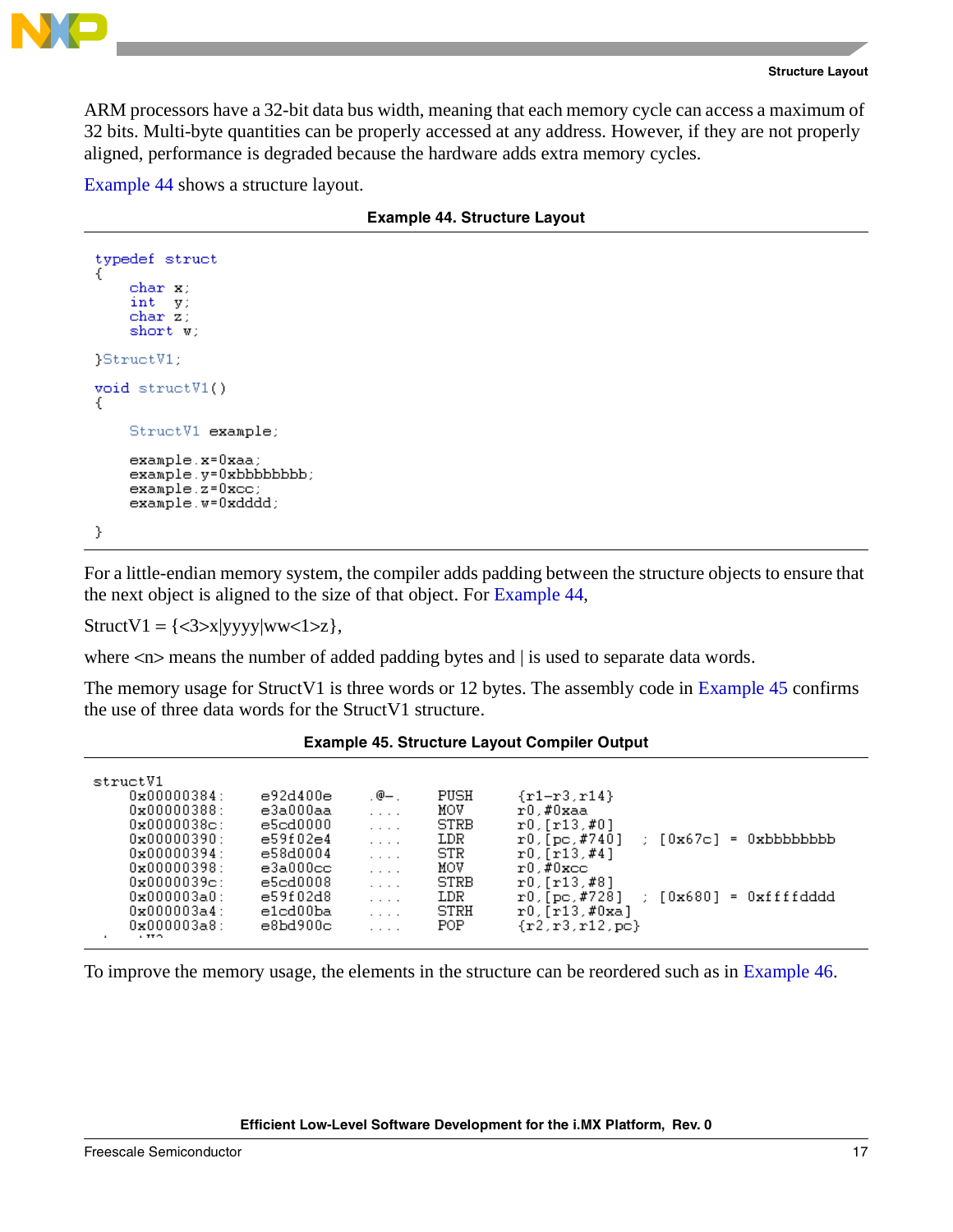ARM processors have a 32-bit data bus width, meaning that each memory cycle can access a maximum of 32 bits. Multi-byte quantities can be properly accessed at any address. However, if they are not properly aligned, performance is degraded because the hardware adds extra memory cycles.

Example 44 shows a structure layout.

**Example 44. Structure Layout**

```
typedef struct
{
    char x;
    int  y;
    char z;
    short w;

}StructV1;

void structV1()
{

    StructV1 example;

    example.x=0xaa;
    example.y=0xbbbbbbbb;
    example.z=0xcc;
    example.w=0xdddd;

}
```

For a little-endian memory system, the compiler adds padding between the structure objects to ensure that the next object is aligned to the size of that object. For Example 44,

StructV1 = {<3>x|yyyy|ww<1>z},

where <n> means the number of added padding bytes and | is used to separate data words.

The memory usage for StructV1 is three words or 12 bytes. The assembly code in Example 45 confirms the use of three data words for the StructV1 structure.

**Example 45. Structure Layout Compiler Output**

```
structV1
    0x00000384:    e92d400e    .@-.    PUSH    {r1-r3,r14}
    0x00000388:    e3a000aa    ....    MOV     r0,#0xaa
    0x0000038c:    e5cd0000    ....    STRB    r0,[r13,#0]
    0x00000390:    e59f02e4    ....    LDR     r0,[pc,#740]  ; [0x67c] = 0xbbbbbbbb
    0x00000394:    e58d0004    ....    STR     r0,[r13,#4]
    0x00000398:    e3a000cc    ....    MOV     r0,#0xcc
    0x0000039c:    e5cd0008    ....    STRB    r0,[r13,#8]
    0x000003a0:    e59f02d8    ....    LDR     r0,[pc,#728]  ; [0x680] = 0xffffdddd
    0x000003a4:    e1cd00ba    ....    STRH    r0,[r13,#0xa]
    0x000003a8:    e8bd900c    ....    POP     {r2,r3,r12,pc}
```

To improve the memory usage, the elements in the structure can be reordered such as in Example 46.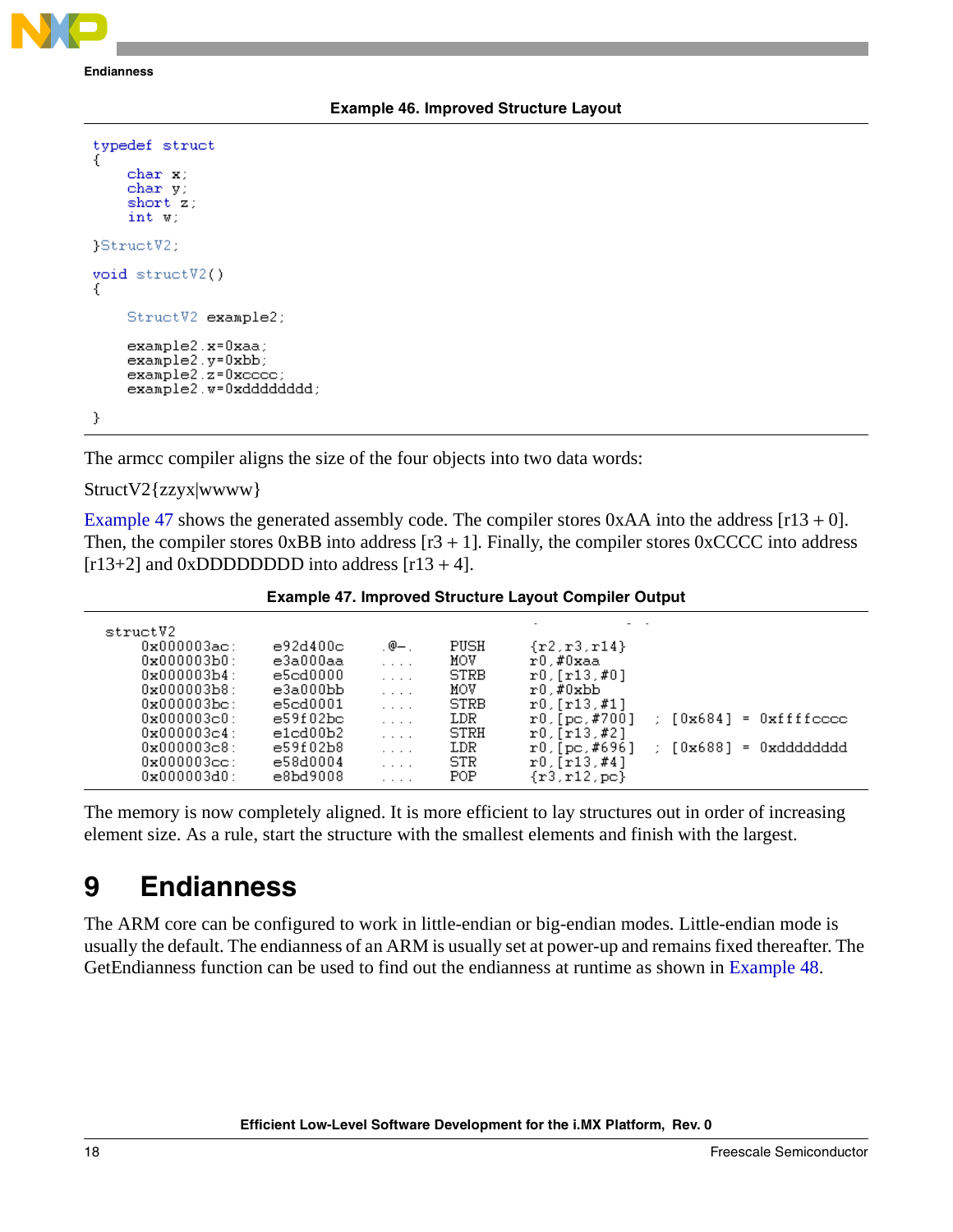**Example 46. Improved Structure Layout**

```
typedef struct
{
    char x;
    char y;
    short z;
    int w;

}StructV2;

void structV2()
{

    StructV2 example2;

    example2.x=0xaa;
    example2.y=0xbb;
    example2.z=0xcccc;
    example2.w=0xdddddddd;

}
```

The armcc compiler aligns the size of the four objects into two data words:

StructV2{zzyx|wwww}

Example 47 shows the generated assembly code. The compiler stores 0xAA into the address [r13 + 0]. Then, the compiler stores 0xBB into address [r3 + 1]. Finally, the compiler stores 0xCCCC into address [r13+2] and 0xDDDDDDDD into address [r13 + 4].

**Example 47. Improved Structure Layout Compiler Output**

```
structV2
    0x000003ac:    e92d400c    .@-.    PUSH    {r2,r3,r14}
    0x000003b0:    e3a000aa    ....    MOV     r0,#0xaa
    0x000003b4:    e5cd0000    ....    STRB    r0,[r13,#0]
    0x000003b8:    e3a000bb    ....    MOV     r0,#0xbb
    0x000003bc:    e5cd0001    ....    STRB    r0,[r13,#1]
    0x000003c0:    e59f02bc    ....    LDR     r0,[pc,#700]  ; [0x684] = 0xffffcccc
    0x000003c4:    e1cd00b2    ....    STRH    r0,[r13,#2]
    0x000003c8:    e59f02b8    ....    LDR     r0,[pc,#696]  ; [0x688] = 0xdddddddd
    0x000003cc:    e58d0004    ....    STR     r0,[r13,#4]
    0x000003d0:    e8bd9008    ....    POP     {r3,r12,pc}
```

The memory is now completely aligned. It is more efficient to lay structures out in order of increasing element size. As a rule, start the structure with the smallest elements and finish with the largest.

# 9 Endianness

The ARM core can be configured to work in little-endian or big-endian modes. Little-endian mode is usually the default. The endianness of an ARM is usually set at power-up and remains fixed thereafter. The GetEndianness function can be used to find out the endianness at runtime as shown in Example 48.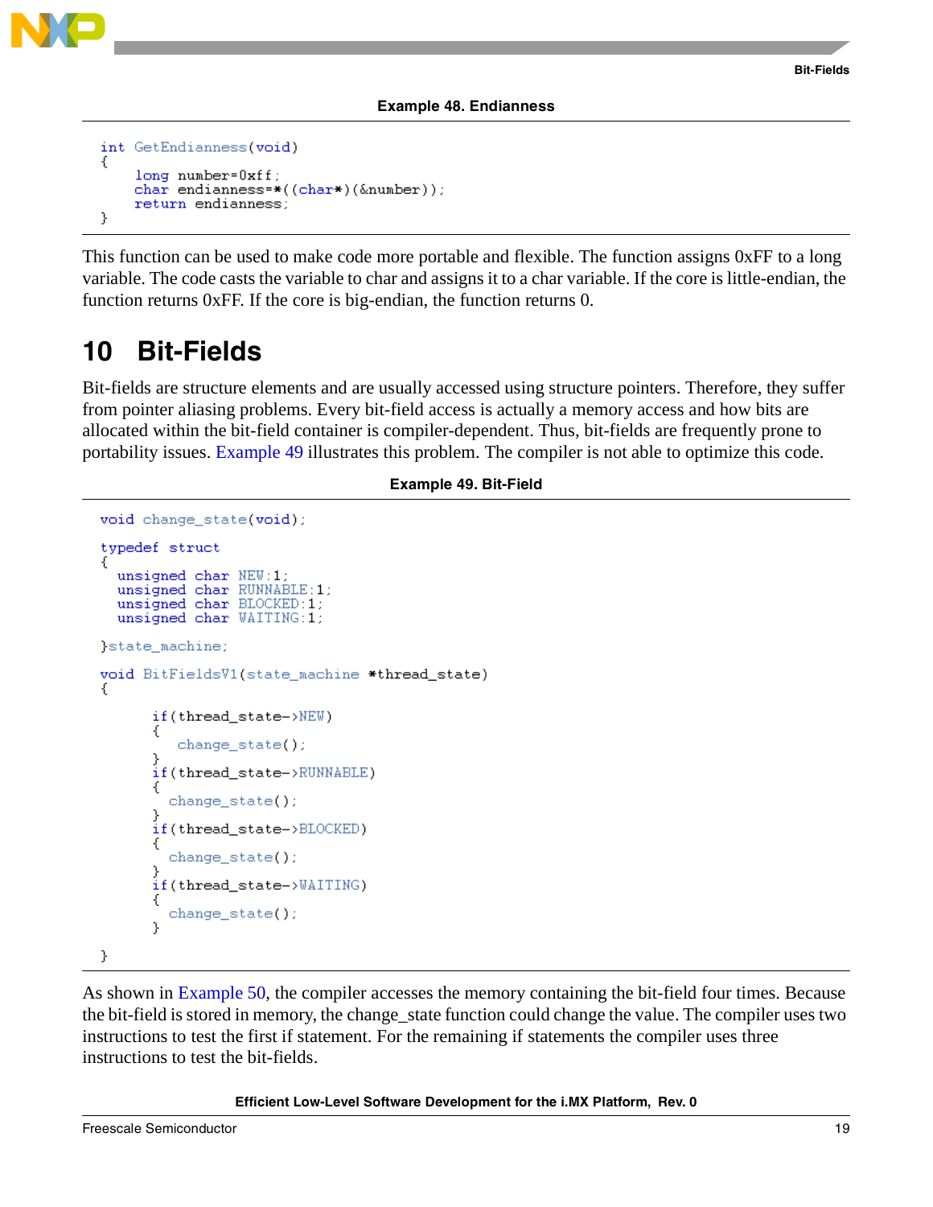**Example 48. Endianness**

```
int GetEndianness(void)
{
    long number=0xff;
    char endianness=*((char*)(&number));
    return endianness;
}
```

This function can be used to make code more portable and flexible. The function assigns 0xFF to a long variable. The code casts the variable to char and assigns it to a char variable. If the core is little-endian, the function returns 0xFF. If the core is big-endian, the function returns 0.

# 10 Bit-Fields

Bit-fields are structure elements and are usually accessed using structure pointers. Therefore, they suffer from pointer aliasing problems. Every bit-field access is actually a memory access and how bits are allocated within the bit-field container is compiler-dependent. Thus, bit-fields are frequently prone to portability issues. Example 49 illustrates this problem. The compiler is not able to optimize this code.

**Example 49. Bit-Field**

```
void change_state(void);

typedef struct
{
  unsigned char NEW:1;
  unsigned char RUNNABLE:1;
  unsigned char BLOCKED:1;
  unsigned char WAITING:1;

}state_machine;

void BitFieldsV1(state_machine *thread_state)
{

      if(thread_state->NEW)
      {
         change_state();
      }
      if(thread_state->RUNNABLE)
      {
        change_state();
      }
      if(thread_state->BLOCKED)
      {
        change_state();
      }
      if(thread_state->WAITING)
      {
        change_state();
      }

}
```

As shown in Example 50, the compiler accesses the memory containing the bit-field four times. Because the bit-field is stored in memory, the change_state function could change the value. The compiler uses two instructions to test the first if statement. For the remaining if statements the compiler uses three instructions to test the bit-fields.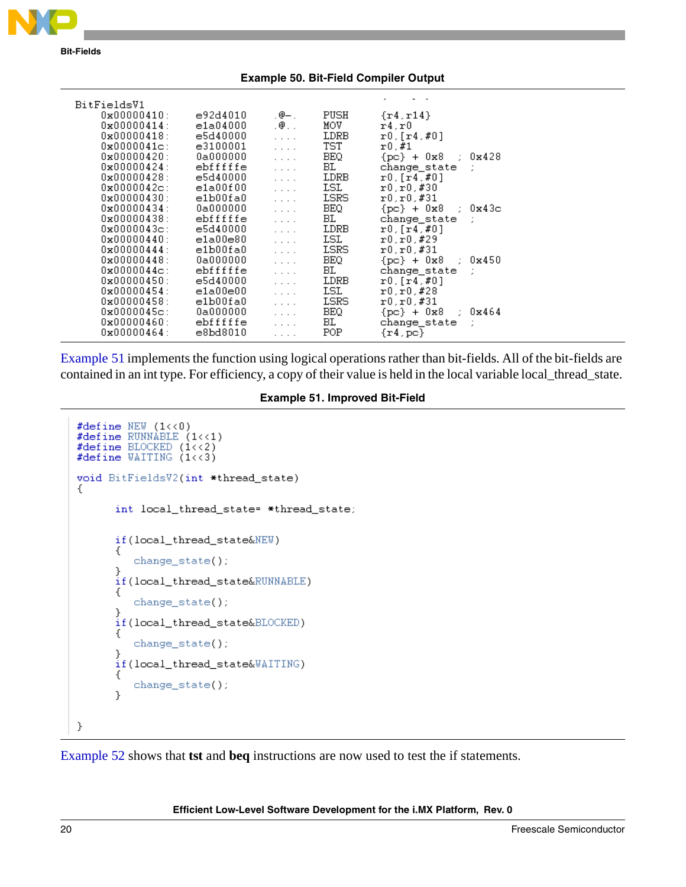**Example 50. Bit-Field Compiler Output**

```
BitFieldsV1
    0x00000410:    e92d4010    .@-.    PUSH    {r4,r14}
    0x00000414:    e1a04000    .@..    MOV     r4,r0
    0x00000418:    e5d40000    ....    LDRB    r0,[r4,#0]
    0x0000041c:    e3100001    ....    TST     r0,#1
    0x00000420:    0a000000    ....    BEQ     {pc} + 0x8  ; 0x428
    0x00000424:    ebfffffe    ....    BL      change_state  ;
    0x00000428:    e5d40000    ....    LDRB    r0,[r4,#0]
    0x0000042c:    e1a00f00    ....    LSL     r0,r0,#30
    0x00000430:    e1b00fa0    ....    LSRS    r0,r0,#31
    0x00000434:    0a000000    ....    BEQ     {pc} + 0x8  ; 0x43c
    0x00000438:    ebfffffe    ....    BL      change_state  ;
    0x0000043c:    e5d40000    ....    LDRB    r0,[r4,#0]
    0x00000440:    e1a00e80    ....    LSL     r0,r0,#29
    0x00000444:    e1b00fa0    ....    LSRS    r0,r0,#31
    0x00000448:    0a000000    ....    BEQ     {pc} + 0x8  ; 0x450
    0x0000044c:    ebfffffe    ....    BL      change_state  ;
    0x00000450:    e5d40000    ....    LDRB    r0,[r4,#0]
    0x00000454:    e1a00e00    ....    LSL     r0,r0,#28
    0x00000458:    e1b00fa0    ....    LSRS    r0,r0,#31
    0x0000045c:    0a000000    ....    BEQ     {pc} + 0x8  ; 0x464
    0x00000460:    ebfffffe    ....    BL      change_state  ;
    0x00000464:    e8bd8010    ....    POP     {r4,pc}
```

Example 51 implements the function using logical operations rather than bit-fields. All of the bit-fields are contained in an int type. For efficiency, a copy of their value is held in the local variable local_thread_state.

**Example 51. Improved Bit-Field**

```c
#define NEW (1<<0)
#define RUNNABLE (1<<1)
#define BLOCKED (1<<2)
#define WAITING (1<<3)

void BitFieldsV2(int *thread_state)
{

      int local_thread_state= *thread_state;


      if(local_thread_state&NEW)
      {
         change_state();
      }
      if(local_thread_state&RUNNABLE)
      {
         change_state();
      }
      if(local_thread_state&BLOCKED)
      {
         change_state();
      }
      if(local_thread_state&WAITING)
      {
         change_state();
      }

}
```

Example 52 shows that **tst** and **beq** instructions are now used to test the if statements.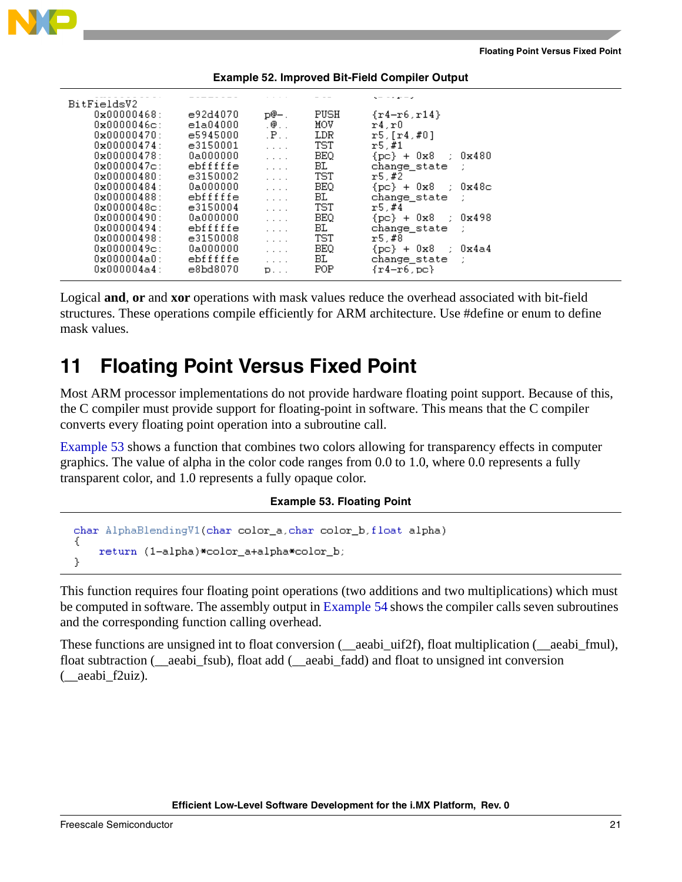**Example 52. Improved Bit-Field Compiler Output**

```
BitFieldsV2
    0x00000468:    e92d4070    p@-.    PUSH    {r4-r6,r14}
    0x0000046c:    e1a04000    .@..    MOV     r4,r0
    0x00000470:    e5945000    .P..    LDR     r5,[r4,#0]
    0x00000474:    e3150001    ....    TST     r5,#1
    0x00000478:    0a000000    ....    BEQ     {pc} + 0x8  ; 0x480
    0x0000047c:    ebfffffe    ....    BL      change_state  ;
    0x00000480:    e3150002    ....    TST     r5,#2
    0x00000484:    0a000000    ....    BEQ     {pc} + 0x8  ; 0x48c
    0x00000488:    ebfffffe    ....    BL      change_state  ;
    0x0000048c:    e3150004    ....    TST     r5,#4
    0x00000490:    0a000000    ....    BEQ     {pc} + 0x8  ; 0x498
    0x00000494:    ebfffffe    ....    BL      change_state  ;
    0x00000498:    e3150008    ....    TST     r5,#8
    0x0000049c:    0a000000    ....    BEQ     {pc} + 0x8  ; 0x4a4
    0x000004a0:    ebfffffe    ....    BL      change_state  ;
    0x000004a4:    e8bd8070    p...    POP     {r4-r6,pc}
```

Logical **and**, **or** and **xor** operations with mask values reduce the overhead associated with bit-field structures. These operations compile efficiently for ARM architecture. Use #define or enum to define mask values.

# 11 Floating Point Versus Fixed Point

Most ARM processor implementations do not provide hardware floating point support. Because of this, the C compiler must provide support for floating-point in software. This means that the C compiler converts every floating point operation into a subroutine call.

Example 53 shows a function that combines two colors allowing for transparency effects in computer graphics. The value of alpha in the color code ranges from 0.0 to 1.0, where 0.0 represents a fully transparent color, and 1.0 represents a fully opaque color.

**Example 53. Floating Point**

```
char AlphaBlendingV1(char color_a,char color_b,float alpha)
{
    return (1-alpha)*color_a+alpha*color_b;
}
```

This function requires four floating point operations (two additions and two multiplications) which must be computed in software. The assembly output in Example 54 shows the compiler calls seven subroutines and the corresponding function calling overhead.

These functions are unsigned int to float conversion (__aeabi_uif2f), float multiplication (__aeabi_fmul), float subtraction (__aeabi_fsub), float add (__aeabi_fadd) and float to unsigned int conversion (__aeabi_f2uiz).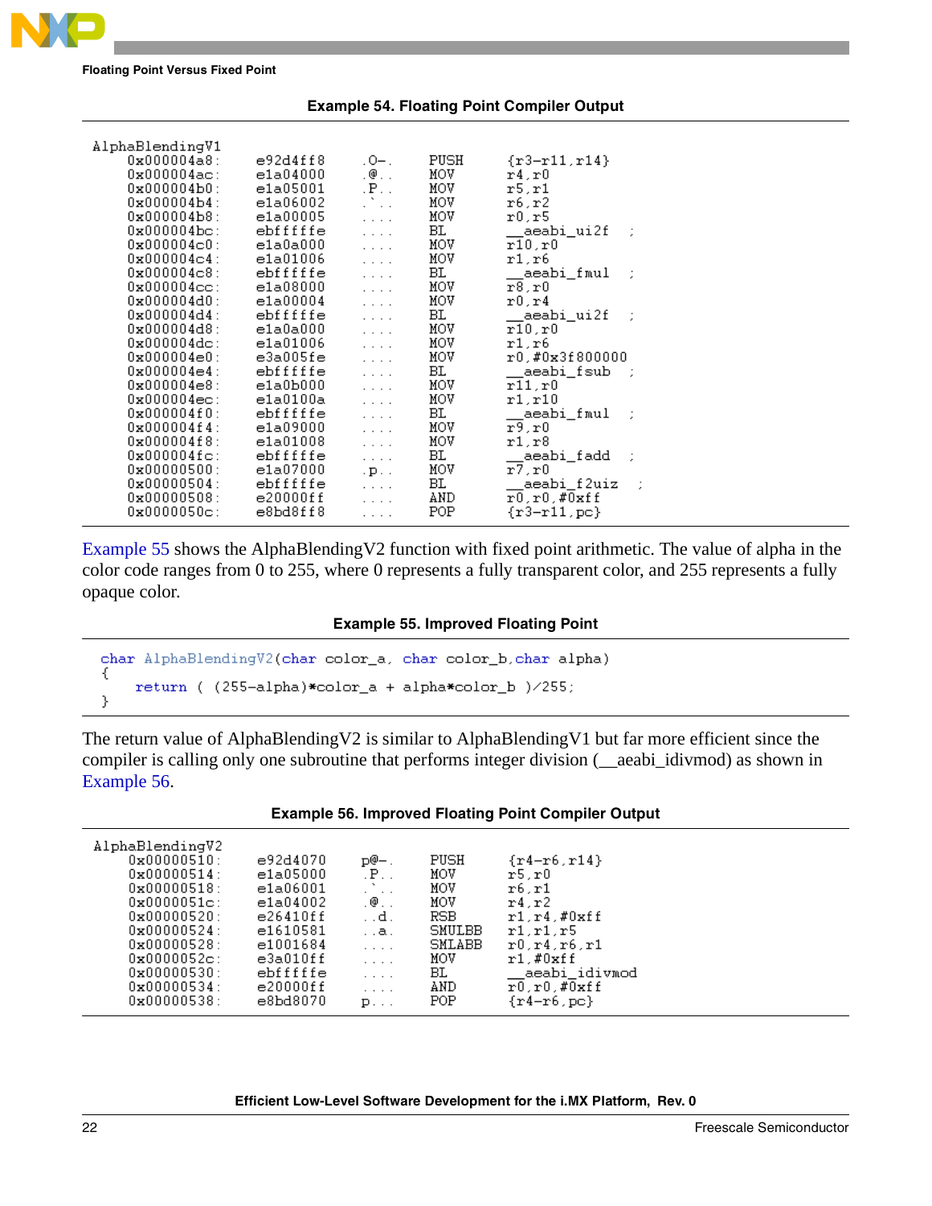**Example 54. Floating Point Compiler Output**

```
AlphaBlendingV1
    0x000004a8:    e92d4ff8    .O-.    PUSH    {r3-r11,r14}
    0x000004ac:    e1a04000    .@..    MOV     r4,r0
    0x000004b0:    e1a05001    .P..    MOV     r5,r1
    0x000004b4:    e1a06002    .`..    MOV     r6,r2
    0x000004b8:    e1a00005    ....    MOV     r0,r5
    0x000004bc:    ebfffffe    ....    BL      __aeabi_ui2f  ;
    0x000004c0:    e1a0a000    ....    MOV     r10,r0
    0x000004c4:    e1a01006    ....    MOV     r1,r6
    0x000004c8:    ebfffffe    ....    BL      __aeabi_fmul  ;
    0x000004cc:    e1a08000    ....    MOV     r8,r0
    0x000004d0:    e1a00004    ....    MOV     r0,r4
    0x000004d4:    ebfffffe    ....    BL      __aeabi_ui2f  ;
    0x000004d8:    e1a0a000    ....    MOV     r10,r0
    0x000004dc:    e1a01006    ....    MOV     r1,r6
    0x000004e0:    e3a005fe    ....    MOV     r0,#0x3f800000
    0x000004e4:    ebfffffe    ....    BL      __aeabi_fsub  ;
    0x000004e8:    e1a0b000    ....    MOV     r11,r0
    0x000004ec:    e1a0100a    ....    MOV     r1,r10
    0x000004f0:    ebfffffe    ....    BL      __aeabi_fmul  ;
    0x000004f4:    e1a09000    ....    MOV     r9,r0
    0x000004f8:    e1a01008    ....    MOV     r1,r8
    0x000004fc:    ebfffffe    ....    BL      __aeabi_fadd  ;
    0x00000500:    e1a07000    .p..    MOV     r7,r0
    0x00000504:    ebfffffe    ....    BL      __aeabi_f2uiz  ;
    0x00000508:    e20000ff    ....    AND     r0,r0,#0xff
    0x0000050c:    e8bd8ff8    ....    POP     {r3-r11,pc}
```

Example 55 shows the AlphaBlendingV2 function with fixed point arithmetic. The value of alpha in the color code ranges from 0 to 255, where 0 represents a fully transparent color, and 255 represents a fully opaque color.

**Example 55. Improved Floating Point**

```
char AlphaBlendingV2(char color_a, char color_b,char alpha)
{
    return ( (255-alpha)*color_a + alpha*color_b )/255;
}
```

The return value of AlphaBlendingV2 is similar to AlphaBlendingV1 but far more efficient since the compiler is calling only one subroutine that performs integer division (__aeabi_idivmod) as shown in Example 56.

**Example 56. Improved Floating Point Compiler Output**

```
AlphaBlendingV2
    0x00000510:    e92d4070    p@-.    PUSH    {r4-r6,r14}
    0x00000514:    e1a05000    .P..    MOV     r5,r0
    0x00000518:    e1a06001    .`..    MOV     r6,r1
    0x0000051c:    e1a04002    .@..    MOV     r4,r2
    0x00000520:    e26410ff    ..d.    RSB     r1,r4,#0xff
    0x00000524:    e1610581    ..a.    SMULBB  r1,r1,r5
    0x00000528:    e1001684    ....    SMLABB  r0,r4,r6,r1
    0x0000052c:    e3a010ff    ....    MOV     r1,#0xff
    0x00000530:    ebfffffe    ....    BL      __aeabi_idivmod
    0x00000534:    e20000ff    ....    AND     r0,r0,#0xff
    0x00000538:    e8bd8070    p...    POP     {r4-r6,pc}
```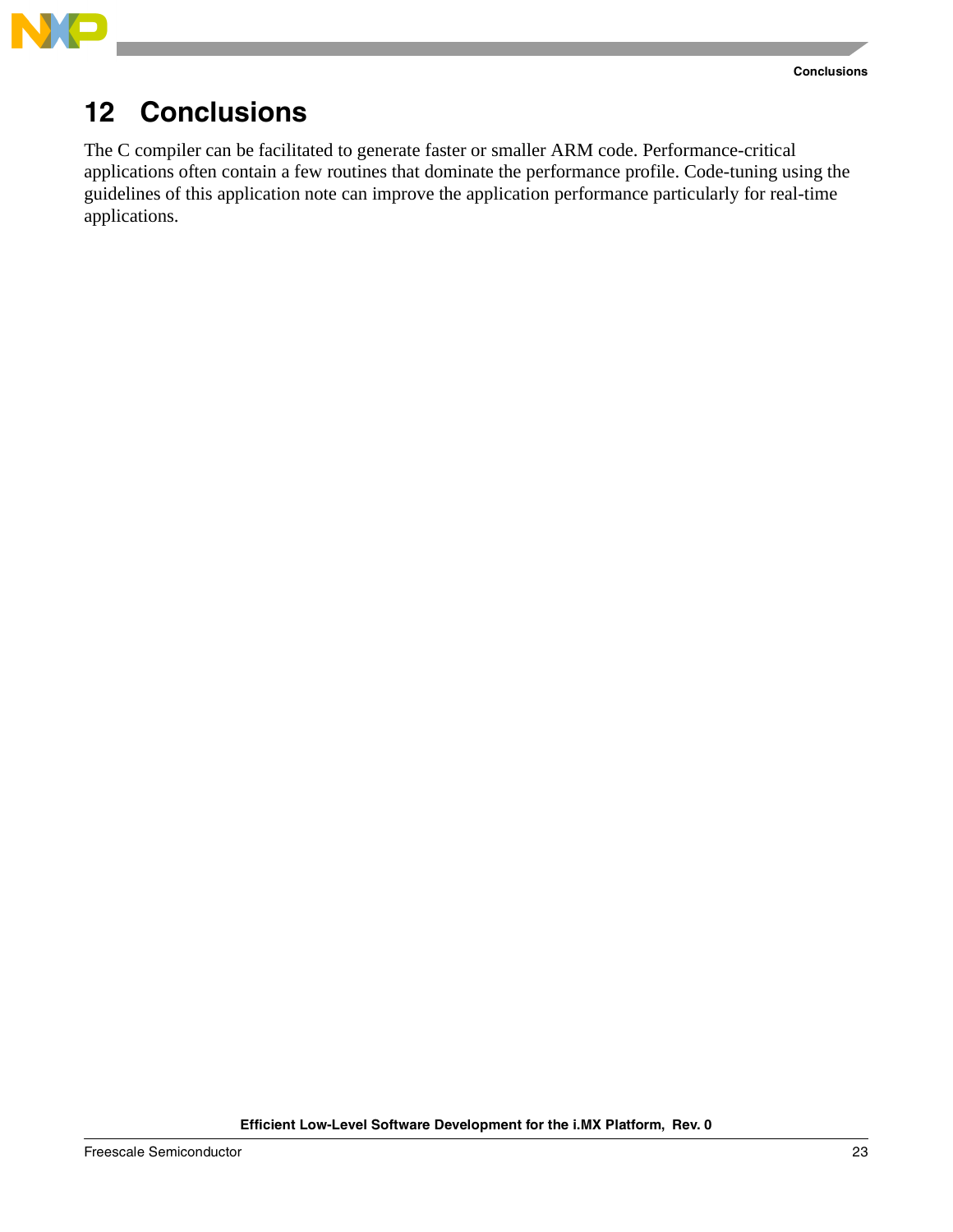# 12 Conclusions

The C compiler can be facilitated to generate faster or smaller ARM code. Performance-critical applications often contain a few routines that dominate the performance profile. Code-tuning using the guidelines of this application note can improve the application performance particularly for real-time applications.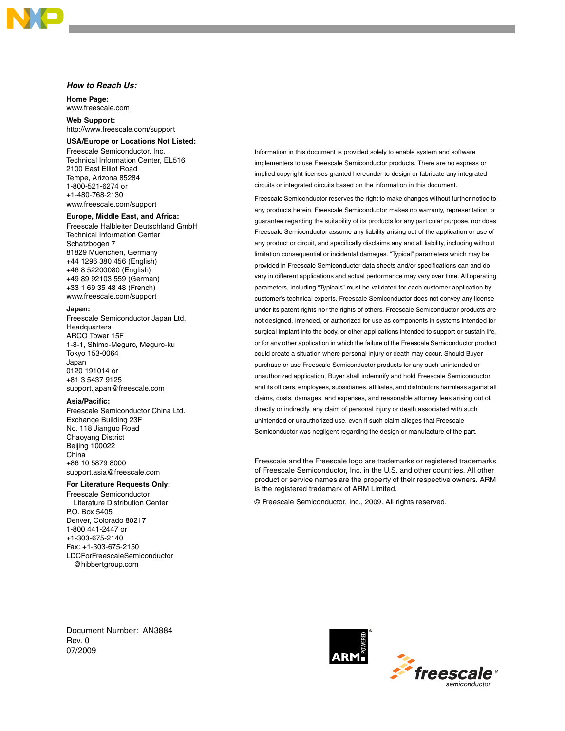*How to Reach Us:*

**Home Page:**
www.freescale.com

**Web Support:**
http://www.freescale.com/support

**USA/Europe or Locations Not Listed:**
Freescale Semiconductor, Inc.
Technical Information Center, EL516
2100 East Elliot Road
Tempe, Arizona 85284
1-800-521-6274 or
+1-480-768-2130
www.freescale.com/support

**Europe, Middle East, and Africa:**
Freescale Halbleiter Deutschland GmbH
Technical Information Center
Schatzbogen 7
81829 Muenchen, Germany
+44 1296 380 456 (English)
+46 8 52200080 (English)
+49 89 92103 559 (German)
+33 1 69 35 48 48 (French)
www.freescale.com/support

**Japan:**
Freescale Semiconductor Japan Ltd.
Headquarters
ARCO Tower 15F
1-8-1, Shimo-Meguro, Meguro-ku
Tokyo 153-0064
Japan
0120 191014 or
+81 3 5437 9125
support.japan@freescale.com

**Asia/Pacific:**
Freescale Semiconductor China Ltd.
Exchange Building 23F
No. 118 Jianguo Road
Chaoyang District
Beijing 100022
China
+86 10 5879 8000
support.asia@freescale.com

**For Literature Requests Only:**
Freescale Semiconductor
Literature Distribution Center
P.O. Box 5405
Denver, Colorado 80217
1-800 441-2447 or
+1-303-675-2140
Fax: +1-303-675-2150
LDCForFreescaleSemiconductor
@hibbertgroup.com

Information in this document is provided solely to enable system and software implementers to use Freescale Semiconductor products. There are no express or implied copyright licenses granted hereunder to design or fabricate any integrated circuits or integrated circuits based on the information in this document.

Freescale Semiconductor reserves the right to make changes without further notice to any products herein. Freescale Semiconductor makes no warranty, representation or guarantee regarding the suitability of its products for any particular purpose, nor does Freescale Semiconductor assume any liability arising out of the application or use of any product or circuit, and specifically disclaims any and all liability, including without limitation consequential or incidental damages. "Typical" parameters which may be provided in Freescale Semiconductor data sheets and/or specifications can and do vary in different applications and actual performance may vary over time. All operating parameters, including "Typicals" must be validated for each customer application by customer's technical experts. Freescale Semiconductor does not convey any license under its patent rights nor the rights of others. Freescale Semiconductor products are not designed, intended, or authorized for use as components in systems intended for surgical implant into the body, or other applications intended to support or sustain life, or for any other application in which the failure of the Freescale Semiconductor product could create a situation where personal injury or death may occur. Should Buyer purchase or use Freescale Semiconductor products for any such unintended or unauthorized application, Buyer shall indemnify and hold Freescale Semiconductor and its officers, employees, subsidiaries, affiliates, and distributors harmless against all claims, costs, damages, and expenses, and reasonable attorney fees arising out of, directly or indirectly, any claim of personal injury or death associated with such unintended or unauthorized use, even if such claim alleges that Freescale Semiconductor was negligent regarding the design or manufacture of the part.

Freescale and the Freescale logo are trademarks or registered trademarks of Freescale Semiconductor, Inc. in the U.S. and other countries. All other product or service names are the property of their respective owners. ARM is the registered trademark of ARM Limited.

© Freescale Semiconductor, Inc., 2009. All rights reserved.

Document Number: AN3884
Rev. 0
07/2009